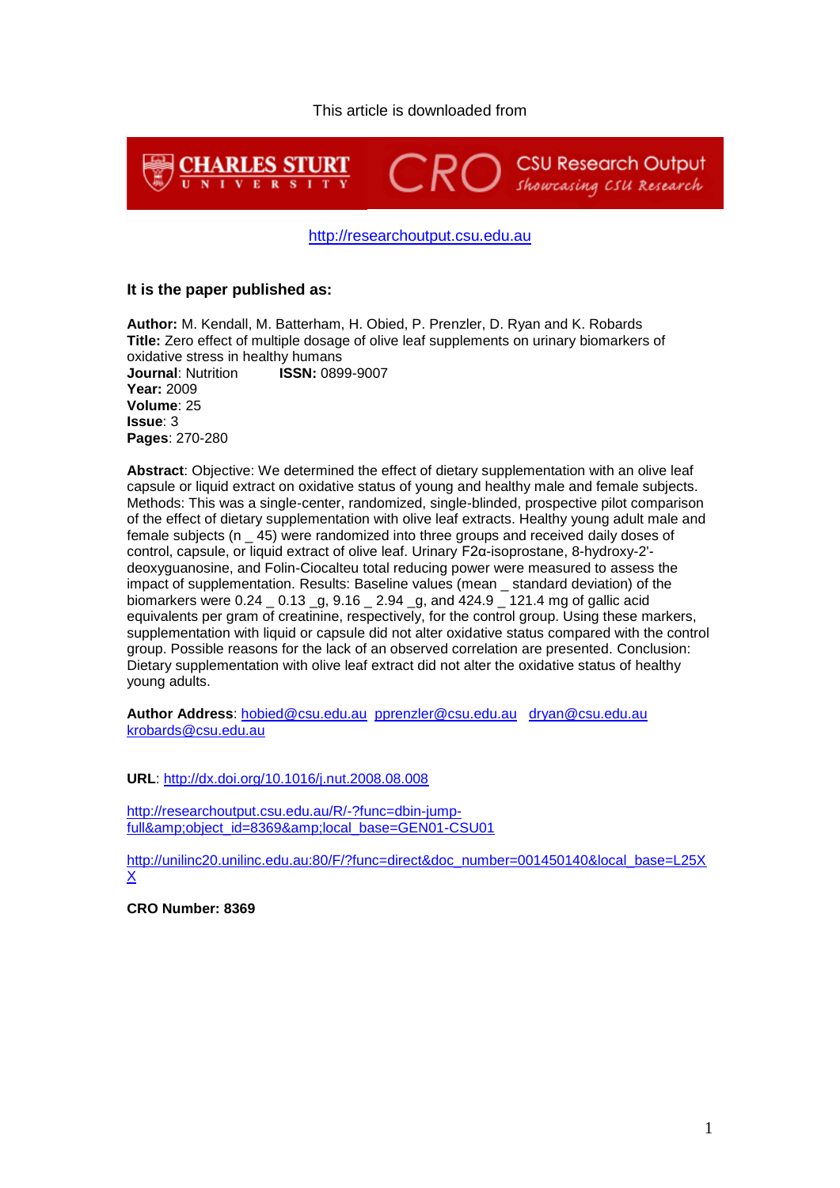This article is downloaded from

CHARLES STURT UNIVERSITY CRO CSU Research Output *Showcasing CSU Research*

http://researchoutput.csu.edu.au

### It is the paper published as:

**Author:** M. Kendall, M. Batterham, H. Obied, P. Prenzler, D. Ryan and K. Robards
**Title:** Zero effect of multiple dosage of olive leaf supplements on urinary biomarkers of oxidative stress in healthy humans
**Journal**: Nutrition **ISSN:** 0899-9007
**Year:** 2009
**Volume**: 25
**Issue**: 3
**Pages**: 270-280

**Abstract**: Objective: We determined the effect of dietary supplementation with an olive leaf capsule or liquid extract on oxidative status of young and healthy male and female subjects. Methods: This was a single-center, randomized, single-blinded, prospective pilot comparison of the effect of dietary supplementation with olive leaf extracts. Healthy young adult male and female subjects (n _ 45) were randomized into three groups and received daily doses of control, capsule, or liquid extract of olive leaf. Urinary F2α-isoprostane, 8-hydroxy-2'-deoxyguanosine, and Folin-Ciocalteu total reducing power were measured to assess the impact of supplementation. Results: Baseline values (mean _ standard deviation) of the biomarkers were 0.24 _ 0.13 _g, 9.16 _ 2.94 _g, and 424.9 _ 121.4 mg of gallic acid equivalents per gram of creatinine, respectively, for the control group. Using these markers, supplementation with liquid or capsule did not alter oxidative status compared with the control group. Possible reasons for the lack of an observed correlation are presented. Conclusion: Dietary supplementation with olive leaf extract did not alter the oxidative status of healthy young adults.

**Author Address**: hobied@csu.edu.au pprenzler@csu.edu.au dryan@csu.edu.au krobards@csu.edu.au

**URL**: http://dx.doi.org/10.1016/j.nut.2008.08.008

http://researchoutput.csu.edu.au/R/-?func=dbin-jump-full&amp;object_id=8369&amp;local_base=GEN01-CSU01

http://unilinc20.unilinc.edu.au:80/F/?func=direct&doc_number=001450140&local_base=L25XX

**CRO Number: 8369**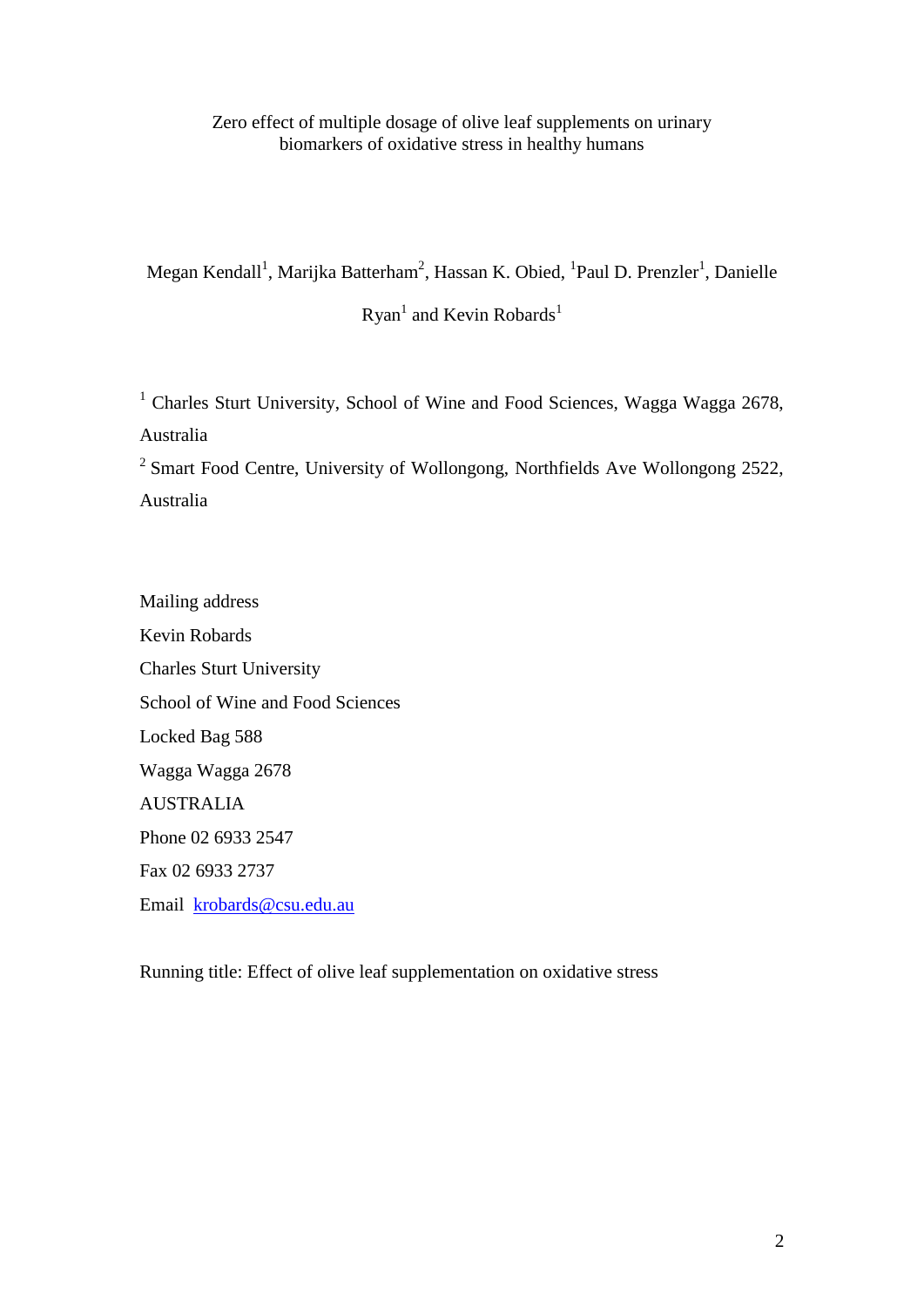# Zero effect of multiple dosage of olive leaf supplements on urinary biomarkers of oxidative stress in healthy humans

Megan Kendall[1], Marijka Batterham[2], Hassan K. Obied, [1]Paul D. Prenzler[1], Danielle Ryan[1] and Kevin Robards[1]

[1] Charles Sturt University, School of Wine and Food Sciences, Wagga Wagga 2678, Australia

[2] Smart Food Centre, University of Wollongong, Northfields Ave Wollongong 2522, Australia

Mailing address

Kevin Robards

Charles Sturt University

School of Wine and Food Sciences

Locked Bag 588

Wagga Wagga 2678

AUSTRALIA

Phone 02 6933 2547

Fax 02 6933 2737

Email krobards@csu.edu.au

Running title: Effect of olive leaf supplementation on oxidative stress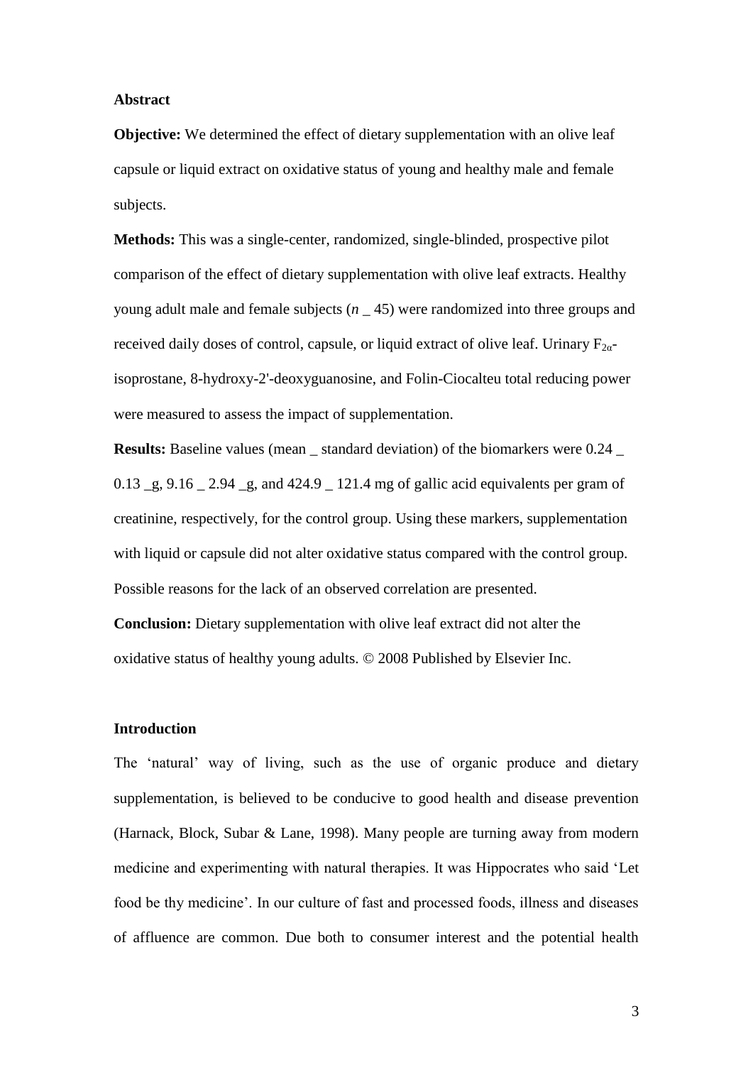**Abstract**

**Objective:** We determined the effect of dietary supplementation with an olive leaf capsule or liquid extract on oxidative status of young and healthy male and female subjects.

**Methods:** This was a single-center, randomized, single-blinded, prospective pilot comparison of the effect of dietary supplementation with olive leaf extracts. Healthy young adult male and female subjects (*n* _ 45) were randomized into three groups and received daily doses of control, capsule, or liquid extract of olive leaf. Urinary $F_{2\alpha}$-isoprostane, 8-hydroxy-2'-deoxyguanosine, and Folin-Ciocalteu total reducing power were measured to assess the impact of supplementation.

**Results:** Baseline values (mean _ standard deviation) of the biomarkers were 0.24 _ 0.13 _g, 9.16 _ 2.94 _g, and 424.9 _ 121.4 mg of gallic acid equivalents per gram of creatinine, respectively, for the control group. Using these markers, supplementation with liquid or capsule did not alter oxidative status compared with the control group. Possible reasons for the lack of an observed correlation are presented.

**Conclusion:** Dietary supplementation with olive leaf extract did not alter the oxidative status of healthy young adults. © 2008 Published by Elsevier Inc.

**Introduction**

The 'natural' way of living, such as the use of organic produce and dietary supplementation, is believed to be conducive to good health and disease prevention (Harnack, Block, Subar & Lane, 1998). Many people are turning away from modern medicine and experimenting with natural therapies. It was Hippocrates who said 'Let food be thy medicine'. In our culture of fast and processed foods, illness and diseases of affluence are common. Due both to consumer interest and the potential health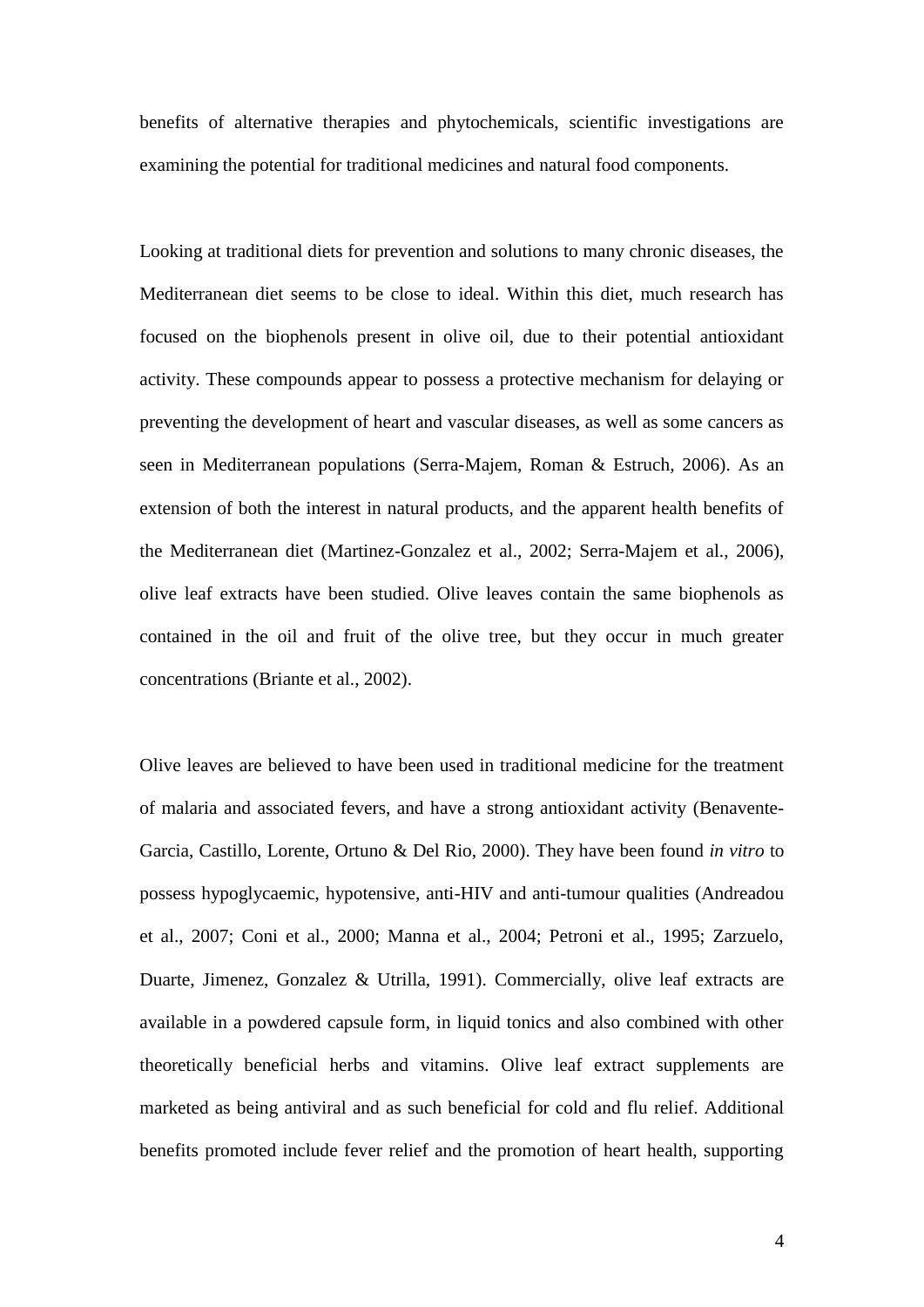benefits of alternative therapies and phytochemicals, scientific investigations are examining the potential for traditional medicines and natural food components.

Looking at traditional diets for prevention and solutions to many chronic diseases, the Mediterranean diet seems to be close to ideal. Within this diet, much research has focused on the biophenols present in olive oil, due to their potential antioxidant activity. These compounds appear to possess a protective mechanism for delaying or preventing the development of heart and vascular diseases, as well as some cancers as seen in Mediterranean populations (Serra-Majem, Roman & Estruch, 2006). As an extension of both the interest in natural products, and the apparent health benefits of the Mediterranean diet (Martinez-Gonzalez et al., 2002; Serra-Majem et al., 2006), olive leaf extracts have been studied. Olive leaves contain the same biophenols as contained in the oil and fruit of the olive tree, but they occur in much greater concentrations (Briante et al., 2002).

Olive leaves are believed to have been used in traditional medicine for the treatment of malaria and associated fevers, and have a strong antioxidant activity (Benavente-Garcia, Castillo, Lorente, Ortuno & Del Rio, 2000). They have been found *in vitro* to possess hypoglycaemic, hypotensive, anti-HIV and anti-tumour qualities (Andreadou et al., 2007; Coni et al., 2000; Manna et al., 2004; Petroni et al., 1995; Zarzuelo, Duarte, Jimenez, Gonzalez & Utrilla, 1991). Commercially, olive leaf extracts are available in a powdered capsule form, in liquid tonics and also combined with other theoretically beneficial herbs and vitamins. Olive leaf extract supplements are marketed as being antiviral and as such beneficial for cold and flu relief. Additional benefits promoted include fever relief and the promotion of heart health, supporting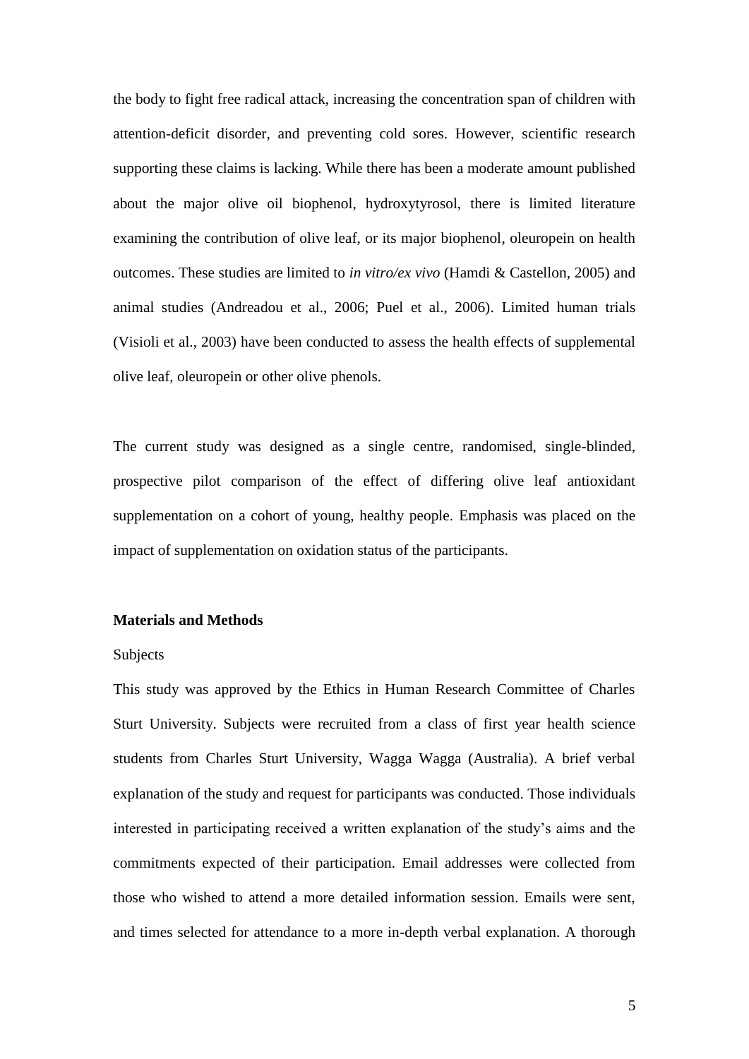the body to fight free radical attack, increasing the concentration span of children with attention-deficit disorder, and preventing cold sores. However, scientific research supporting these claims is lacking. While there has been a moderate amount published about the major olive oil biophenol, hydroxytyrosol, there is limited literature examining the contribution of olive leaf, or its major biophenol, oleuropein on health outcomes. These studies are limited to *in vitro/ex vivo* (Hamdi & Castellon, 2005) and animal studies (Andreadou et al., 2006; Puel et al., 2006). Limited human trials (Visioli et al., 2003) have been conducted to assess the health effects of supplemental olive leaf, oleuropein or other olive phenols.

The current study was designed as a single centre, randomised, single-blinded, prospective pilot comparison of the effect of differing olive leaf antioxidant supplementation on a cohort of young, healthy people. Emphasis was placed on the impact of supplementation on oxidation status of the participants.

## Materials and Methods

Subjects

This study was approved by the Ethics in Human Research Committee of Charles Sturt University. Subjects were recruited from a class of first year health science students from Charles Sturt University, Wagga Wagga (Australia). A brief verbal explanation of the study and request for participants was conducted. Those individuals interested in participating received a written explanation of the study's aims and the commitments expected of their participation. Email addresses were collected from those who wished to attend a more detailed information session. Emails were sent, and times selected for attendance to a more in-depth verbal explanation. A thorough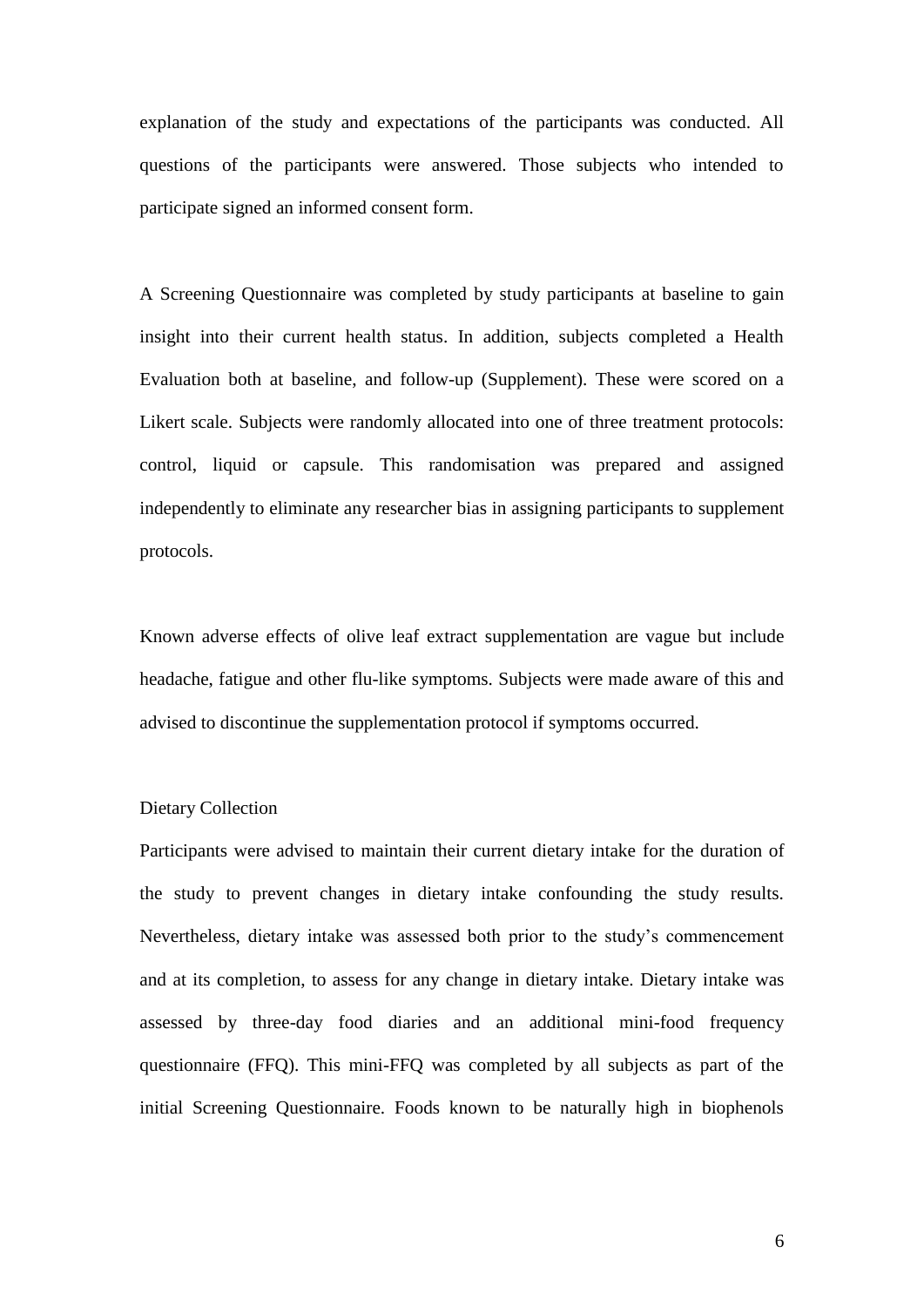explanation of the study and expectations of the participants was conducted. All questions of the participants were answered. Those subjects who intended to participate signed an informed consent form.

A Screening Questionnaire was completed by study participants at baseline to gain insight into their current health status. In addition, subjects completed a Health Evaluation both at baseline, and follow-up (Supplement). These were scored on a Likert scale. Subjects were randomly allocated into one of three treatment protocols: control, liquid or capsule. This randomisation was prepared and assigned independently to eliminate any researcher bias in assigning participants to supplement protocols.

Known adverse effects of olive leaf extract supplementation are vague but include headache, fatigue and other flu-like symptoms. Subjects were made aware of this and advised to discontinue the supplementation protocol if symptoms occurred.

### Dietary Collection

Participants were advised to maintain their current dietary intake for the duration of the study to prevent changes in dietary intake confounding the study results. Nevertheless, dietary intake was assessed both prior to the study's commencement and at its completion, to assess for any change in dietary intake. Dietary intake was assessed by three-day food diaries and an additional mini-food frequency questionnaire (FFQ). This mini-FFQ was completed by all subjects as part of the initial Screening Questionnaire. Foods known to be naturally high in biophenols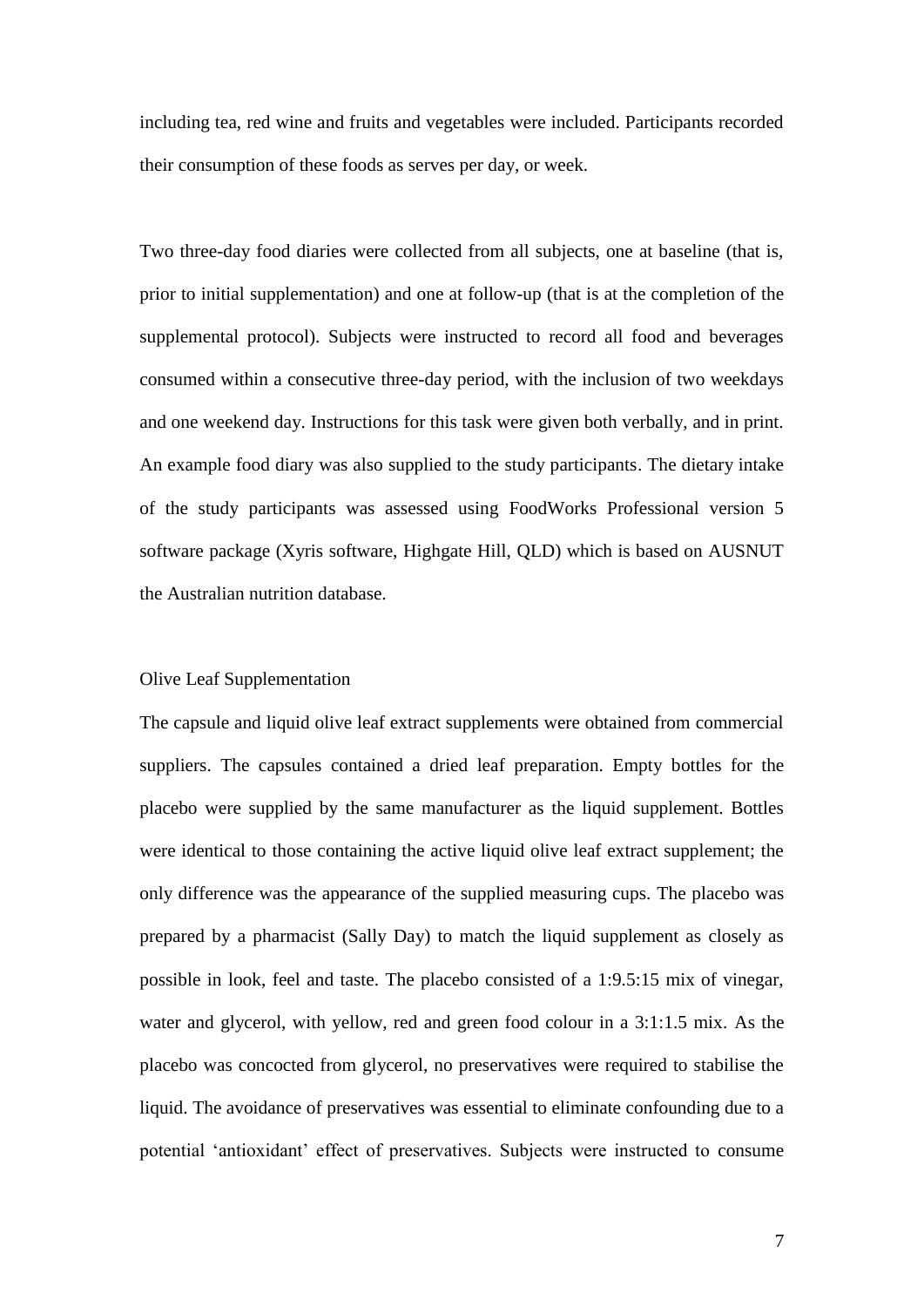including tea, red wine and fruits and vegetables were included. Participants recorded their consumption of these foods as serves per day, or week.

Two three-day food diaries were collected from all subjects, one at baseline (that is, prior to initial supplementation) and one at follow-up (that is at the completion of the supplemental protocol). Subjects were instructed to record all food and beverages consumed within a consecutive three-day period, with the inclusion of two weekdays and one weekend day. Instructions for this task were given both verbally, and in print. An example food diary was also supplied to the study participants. The dietary intake of the study participants was assessed using FoodWorks Professional version 5 software package (Xyris software, Highgate Hill, QLD) which is based on AUSNUT the Australian nutrition database.

## Olive Leaf Supplementation

The capsule and liquid olive leaf extract supplements were obtained from commercial suppliers. The capsules contained a dried leaf preparation. Empty bottles for the placebo were supplied by the same manufacturer as the liquid supplement. Bottles were identical to those containing the active liquid olive leaf extract supplement; the only difference was the appearance of the supplied measuring cups. The placebo was prepared by a pharmacist (Sally Day) to match the liquid supplement as closely as possible in look, feel and taste. The placebo consisted of a 1:9.5:15 mix of vinegar, water and glycerol, with yellow, red and green food colour in a 3:1:1.5 mix. As the placebo was concocted from glycerol, no preservatives were required to stabilise the liquid. The avoidance of preservatives was essential to eliminate confounding due to a potential 'antioxidant' effect of preservatives. Subjects were instructed to consume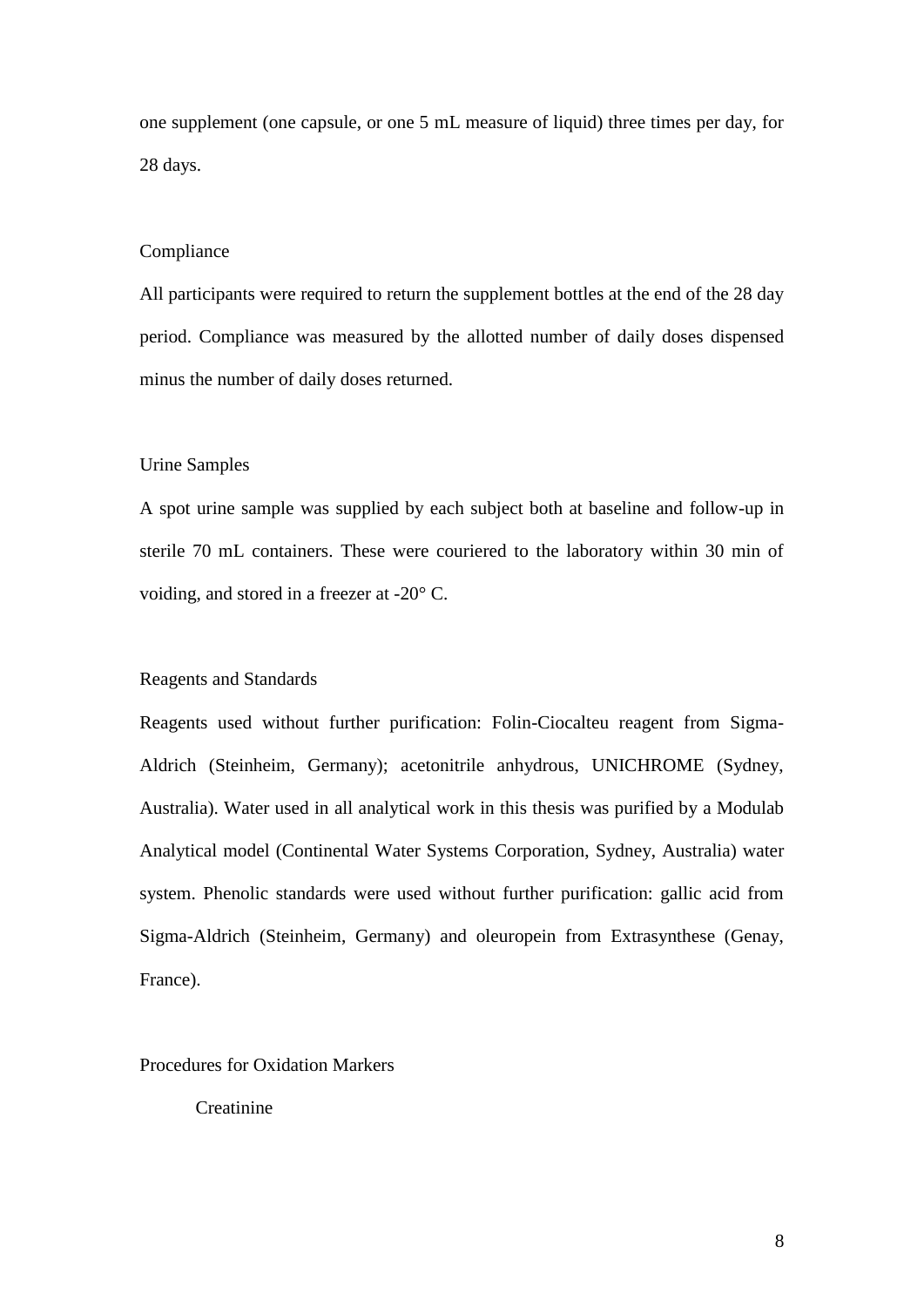one supplement (one capsule, or one 5 mL measure of liquid) three times per day, for 28 days.

## Compliance

All participants were required to return the supplement bottles at the end of the 28 day period. Compliance was measured by the allotted number of daily doses dispensed minus the number of daily doses returned.

## Urine Samples

A spot urine sample was supplied by each subject both at baseline and follow-up in sterile 70 mL containers. These were couriered to the laboratory within 30 min of voiding, and stored in a freezer at -20° C.

## Reagents and Standards

Reagents used without further purification: Folin-Ciocalteu reagent from Sigma-Aldrich (Steinheim, Germany); acetonitrile anhydrous, UNICHROME (Sydney, Australia). Water used in all analytical work in this thesis was purified by a Modulab Analytical model (Continental Water Systems Corporation, Sydney, Australia) water system. Phenolic standards were used without further purification: gallic acid from Sigma-Aldrich (Steinheim, Germany) and oleuropein from Extrasynthese (Genay, France).

## Procedures for Oxidation Markers

### Creatinine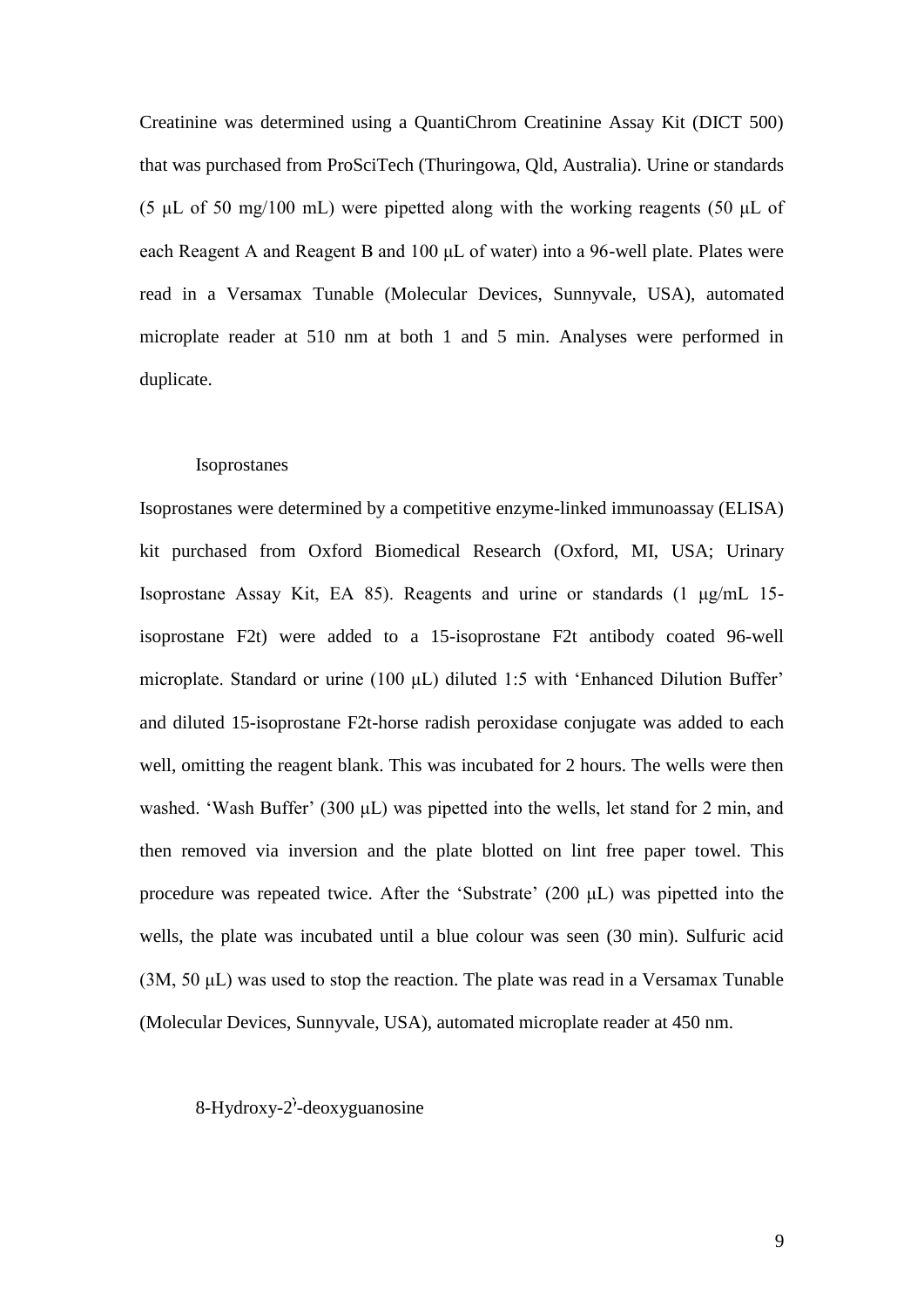Creatinine was determined using a QuantiChrom Creatinine Assay Kit (DICT 500) that was purchased from ProSciTech (Thuringowa, Qld, Australia). Urine or standards (5 μL of 50 mg/100 mL) were pipetted along with the working reagents (50 μL of each Reagent A and Reagent B and 100 μL of water) into a 96-well plate. Plates were read in a Versamax Tunable (Molecular Devices, Sunnyvale, USA), automated microplate reader at 510 nm at both 1 and 5 min. Analyses were performed in duplicate.

### Isoprostanes

Isoprostanes were determined by a competitive enzyme-linked immunoassay (ELISA) kit purchased from Oxford Biomedical Research (Oxford, MI, USA; Urinary Isoprostane Assay Kit, EA 85). Reagents and urine or standards (1 μg/mL 15-isoprostane F2t) were added to a 15-isoprostane F2t antibody coated 96-well microplate. Standard or urine (100 μL) diluted 1:5 with 'Enhanced Dilution Buffer' and diluted 15-isoprostane F2t-horse radish peroxidase conjugate was added to each well, omitting the reagent blank. This was incubated for 2 hours. The wells were then washed. 'Wash Buffer' (300 μL) was pipetted into the wells, let stand for 2 min, and then removed via inversion and the plate blotted on lint free paper towel. This procedure was repeated twice. After the 'Substrate' (200 μL) was pipetted into the wells, the plate was incubated until a blue colour was seen (30 min). Sulfuric acid (3M, 50 μL) was used to stop the reaction. The plate was read in a Versamax Tunable (Molecular Devices, Sunnyvale, USA), automated microplate reader at 450 nm.

### 8-Hydroxy-2'-deoxyguanosine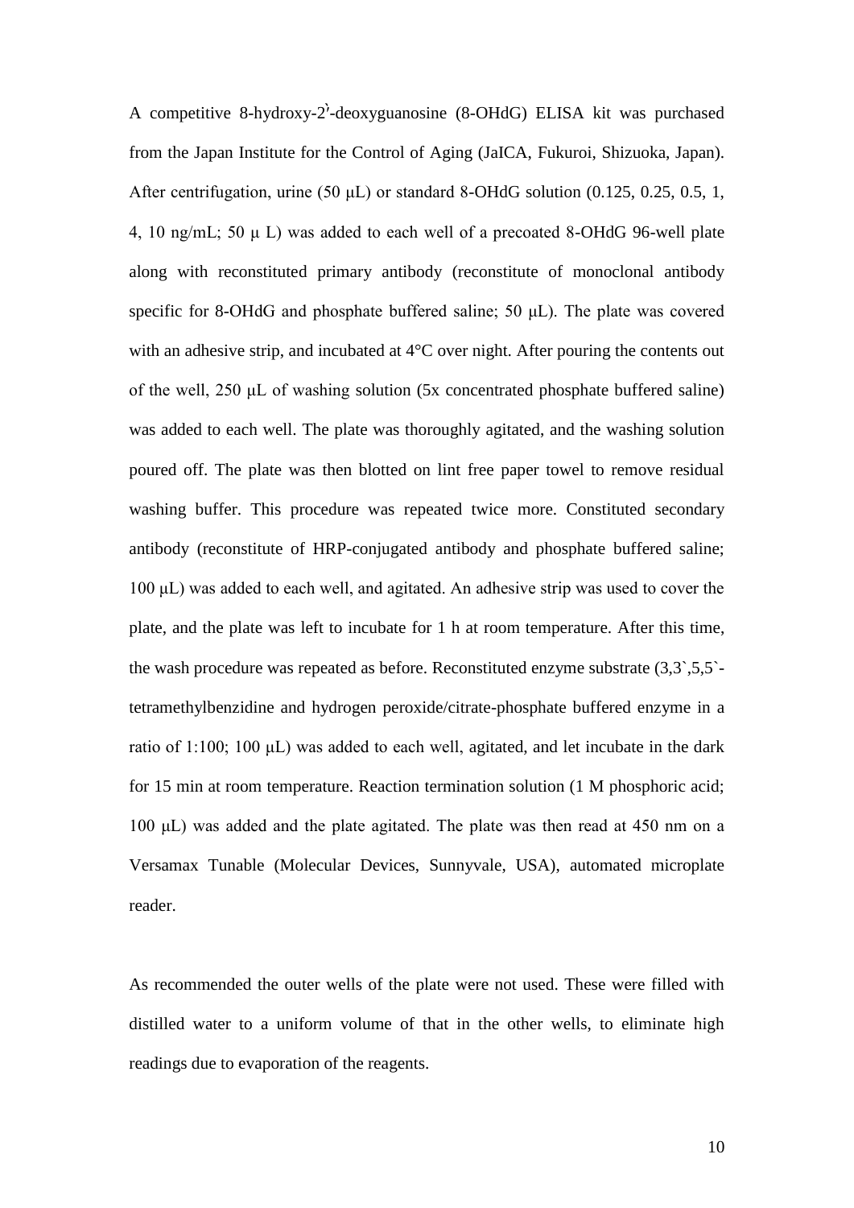A competitive 8-hydroxy-2'-deoxyguanosine (8-OHdG) ELISA kit was purchased from the Japan Institute for the Control of Aging (JaICA, Fukuroi, Shizuoka, Japan). After centrifugation, urine (50 μL) or standard 8-OHdG solution (0.125, 0.25, 0.5, 1, 4, 10 ng/mL; 50 μ L) was added to each well of a precoated 8-OHdG 96-well plate along with reconstituted primary antibody (reconstitute of monoclonal antibody specific for 8-OHdG and phosphate buffered saline; 50 μL). The plate was covered with an adhesive strip, and incubated at 4°C over night. After pouring the contents out of the well, 250 μL of washing solution (5x concentrated phosphate buffered saline) was added to each well. The plate was thoroughly agitated, and the washing solution poured off. The plate was then blotted on lint free paper towel to remove residual washing buffer. This procedure was repeated twice more. Constituted secondary antibody (reconstitute of HRP-conjugated antibody and phosphate buffered saline; 100 μL) was added to each well, and agitated. An adhesive strip was used to cover the plate, and the plate was left to incubate for 1 h at room temperature. After this time, the wash procedure was repeated as before. Reconstituted enzyme substrate (3,3`,5,5`-tetramethylbenzidine and hydrogen peroxide/citrate-phosphate buffered enzyme in a ratio of 1:100; 100 μL) was added to each well, agitated, and let incubate in the dark for 15 min at room temperature. Reaction termination solution (1 M phosphoric acid; 100 μL) was added and the plate agitated. The plate was then read at 450 nm on a Versamax Tunable (Molecular Devices, Sunnyvale, USA), automated microplate reader.

As recommended the outer wells of the plate were not used. These were filled with distilled water to a uniform volume of that in the other wells, to eliminate high readings due to evaporation of the reagents.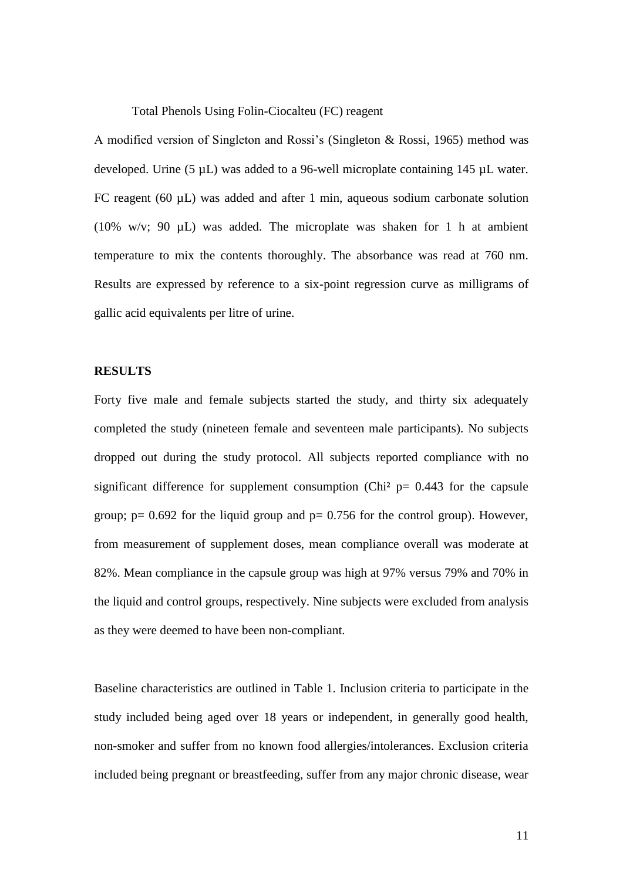### Total Phenols Using Folin-Ciocalteu (FC) reagent

A modified version of Singleton and Rossi's (Singleton & Rossi, 1965) method was developed. Urine (5 µL) was added to a 96-well microplate containing 145 µL water. FC reagent (60 µL) was added and after 1 min, aqueous sodium carbonate solution (10% w/v; 90 µL) was added. The microplate was shaken for 1 h at ambient temperature to mix the contents thoroughly. The absorbance was read at 760 nm. Results are expressed by reference to a six-point regression curve as milligrams of gallic acid equivalents per litre of urine.

## RESULTS

Forty five male and female subjects started the study, and thirty six adequately completed the study (nineteen female and seventeen male participants). No subjects dropped out during the study protocol. All subjects reported compliance with no significant difference for supplement consumption (Chi² $p= 0.443$ for the capsule group; $p= 0.692$ for the liquid group and $p= 0.756$ for the control group). However, from measurement of supplement doses, mean compliance overall was moderate at 82%. Mean compliance in the capsule group was high at 97% versus 79% and 70% in the liquid and control groups, respectively. Nine subjects were excluded from analysis as they were deemed to have been non-compliant.

Baseline characteristics are outlined in Table 1. Inclusion criteria to participate in the study included being aged over 18 years or independent, in generally good health, non-smoker and suffer from no known food allergies/intolerances. Exclusion criteria included being pregnant or breastfeeding, suffer from any major chronic disease, wear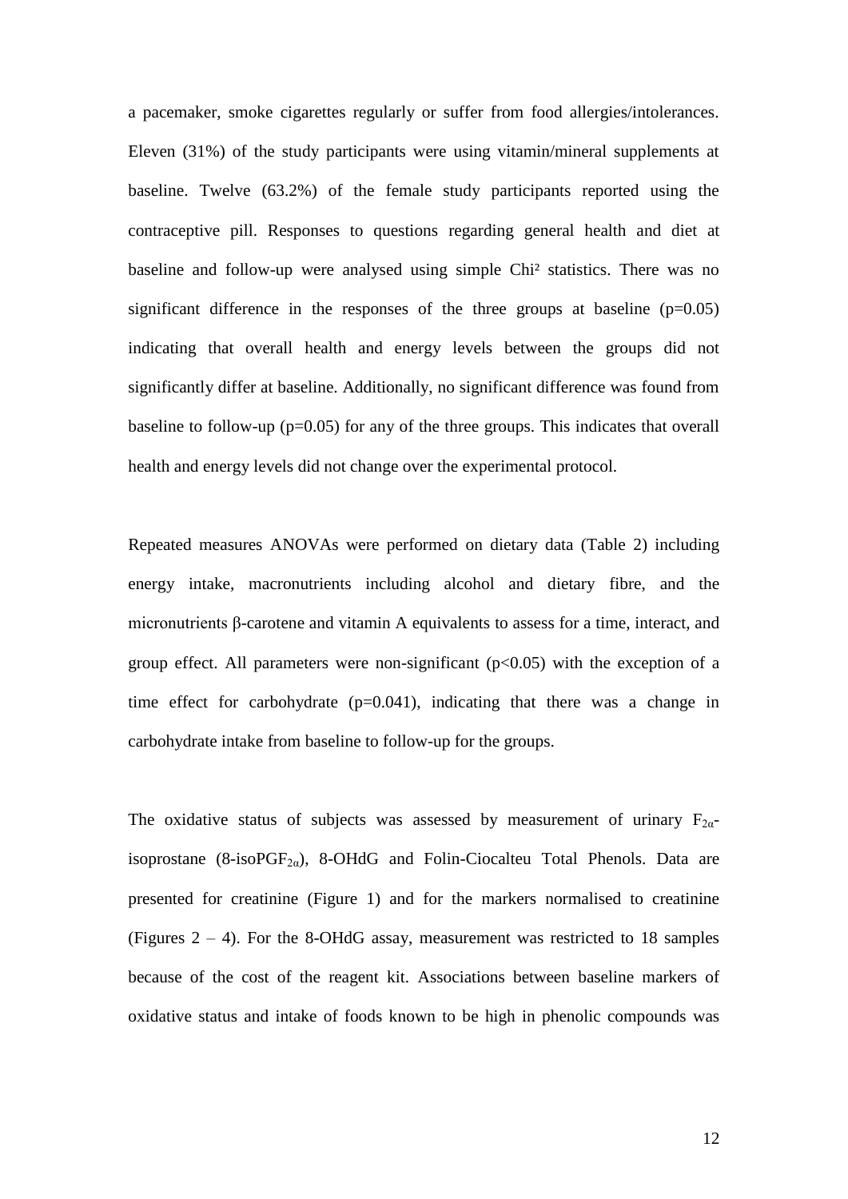a pacemaker, smoke cigarettes regularly or suffer from food allergies/intolerances. Eleven (31%) of the study participants were using vitamin/mineral supplements at baseline. Twelve (63.2%) of the female study participants reported using the contraceptive pill. Responses to questions regarding general health and diet at baseline and follow-up were analysed using simple Chi² statistics. There was no significant difference in the responses of the three groups at baseline ($p=0.05$) indicating that overall health and energy levels between the groups did not significantly differ at baseline. Additionally, no significant difference was found from baseline to follow-up ($p=0.05$) for any of the three groups. This indicates that overall health and energy levels did not change over the experimental protocol.

Repeated measures ANOVAs were performed on dietary data (Table 2) including energy intake, macronutrients including alcohol and dietary fibre, and the micronutrients β-carotene and vitamin A equivalents to assess for a time, interact, and group effect. All parameters were non-significant ($p<0.05$) with the exception of a time effect for carbohydrate ($p=0.041$), indicating that there was a change in carbohydrate intake from baseline to follow-up for the groups.

The oxidative status of subjects was assessed by measurement of urinary $F_{2\alpha}$-isoprostane (8-iso$PGF_{2\alpha}$), 8-OHdG and Folin-Ciocalteu Total Phenols. Data are presented for creatinine (Figure 1) and for the markers normalised to creatinine (Figures 2 – 4). For the 8-OHdG assay, measurement was restricted to 18 samples because of the cost of the reagent kit. Associations between baseline markers of oxidative status and intake of foods known to be high in phenolic compounds was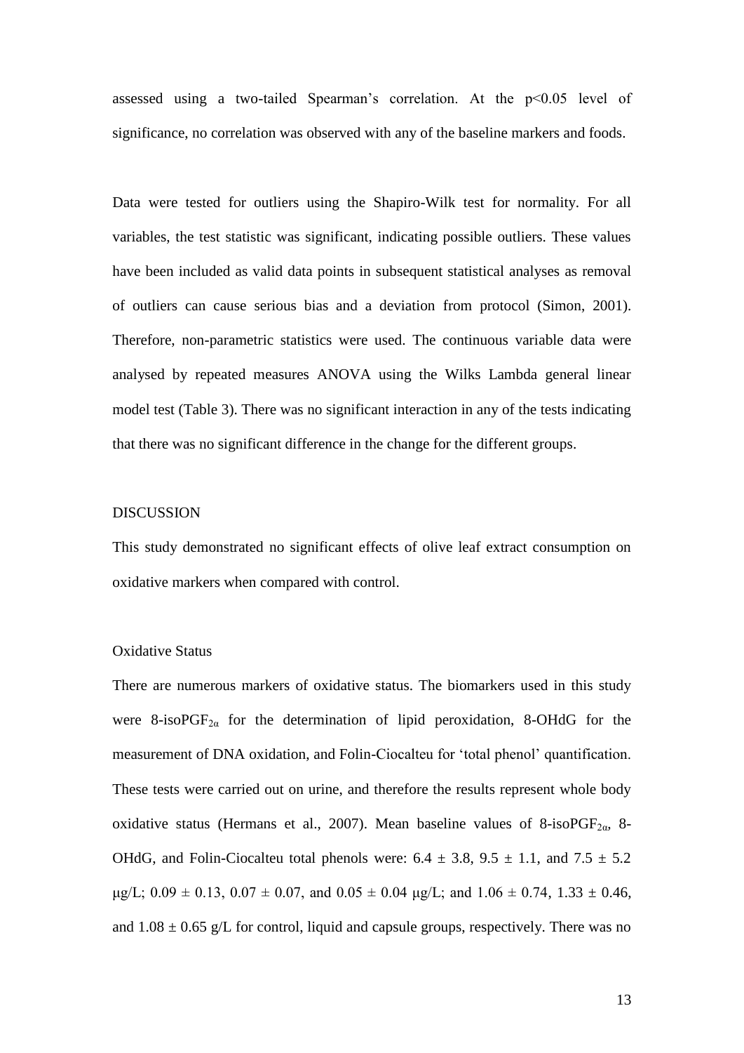assessed using a two-tailed Spearman's correlation. At the $p<0.05$ level of significance, no correlation was observed with any of the baseline markers and foods.

Data were tested for outliers using the Shapiro-Wilk test for normality. For all variables, the test statistic was significant, indicating possible outliers. These values have been included as valid data points in subsequent statistical analyses as removal of outliers can cause serious bias and a deviation from protocol (Simon, 2001). Therefore, non-parametric statistics were used. The continuous variable data were analysed by repeated measures ANOVA using the Wilks Lambda general linear model test (Table 3). There was no significant interaction in any of the tests indicating that there was no significant difference in the change for the different groups.

## DISCUSSION

This study demonstrated no significant effects of olive leaf extract consumption on oxidative markers when compared with control.

### Oxidative Status

There are numerous markers of oxidative status. The biomarkers used in this study were 8-iso$PGF_{2\alpha}$ for the determination of lipid peroxidation, 8-OHdG for the measurement of DNA oxidation, and Folin-Ciocalteu for 'total phenol' quantification. These tests were carried out on urine, and therefore the results represent whole body oxidative status (Hermans et al., 2007). Mean baseline values of 8-iso$PGF_{2\alpha}$, 8-OHdG, and Folin-Ciocalteu total phenols were: $6.4 \pm 3.8$, $9.5 \pm 1.1$, and $7.5 \pm 5.2$ μg/L; $0.09 \pm 0.13$, $0.07 \pm 0.07$, and $0.05 \pm 0.04$ μg/L; and $1.06 \pm 0.74$, $1.33 \pm 0.46$, and $1.08 \pm 0.65$ g/L for control, liquid and capsule groups, respectively. There was no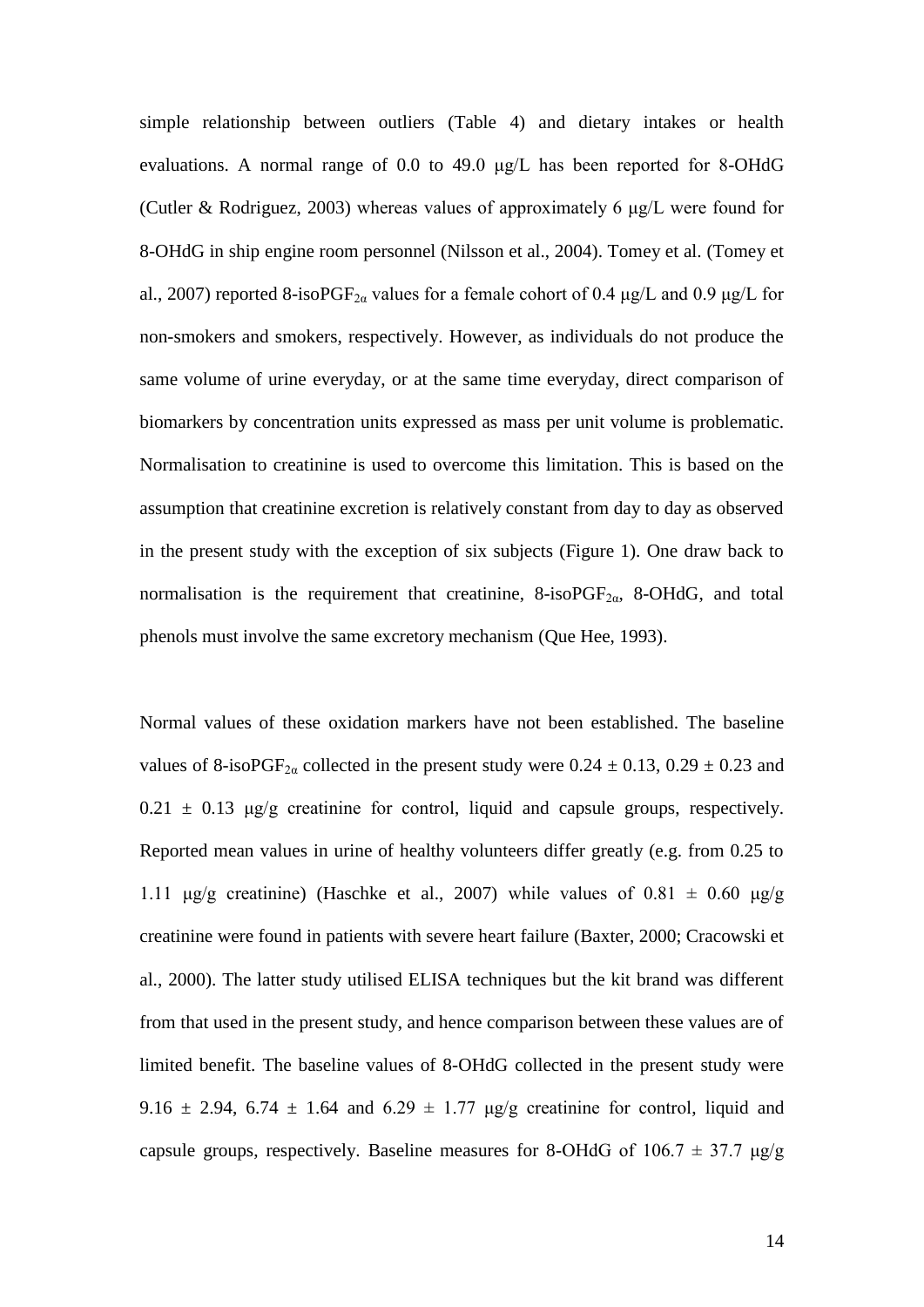simple relationship between outliers (Table 4) and dietary intakes or health evaluations. A normal range of 0.0 to 49.0 μg/L has been reported for 8-OHdG (Cutler & Rodriguez, 2003) whereas values of approximately 6 μg/L were found for 8-OHdG in ship engine room personnel (Nilsson et al., 2004). Tomey et al. (Tomey et al., 2007) reported 8-isoPGF$_{2\alpha}$ values for a female cohort of 0.4 μg/L and 0.9 μg/L for non-smokers and smokers, respectively. However, as individuals do not produce the same volume of urine everyday, or at the same time everyday, direct comparison of biomarkers by concentration units expressed as mass per unit volume is problematic. Normalisation to creatinine is used to overcome this limitation. This is based on the assumption that creatinine excretion is relatively constant from day to day as observed in the present study with the exception of six subjects (Figure 1). One draw back to normalisation is the requirement that creatinine, 8-isoPGF$_{2\alpha}$, 8-OHdG, and total phenols must involve the same excretory mechanism (Que Hee, 1993).

Normal values of these oxidation markers have not been established. The baseline values of 8-isoPGF$_{2\alpha}$ collected in the present study were $0.24 \pm 0.13$, $0.29 \pm 0.23$ and $0.21 \pm 0.13$ μg/g creatinine for control, liquid and capsule groups, respectively. Reported mean values in urine of healthy volunteers differ greatly (e.g. from 0.25 to 1.11 μg/g creatinine) (Haschke et al., 2007) while values of $0.81 \pm 0.60$ μg/g creatinine were found in patients with severe heart failure (Baxter, 2000; Cracowski et al., 2000). The latter study utilised ELISA techniques but the kit brand was different from that used in the present study, and hence comparison between these values are of limited benefit. The baseline values of 8-OHdG collected in the present study were $9.16 \pm 2.94$, $6.74 \pm 1.64$ and $6.29 \pm 1.77$ μg/g creatinine for control, liquid and capsule groups, respectively. Baseline measures for 8-OHdG of $106.7 \pm 37.7$ μg/g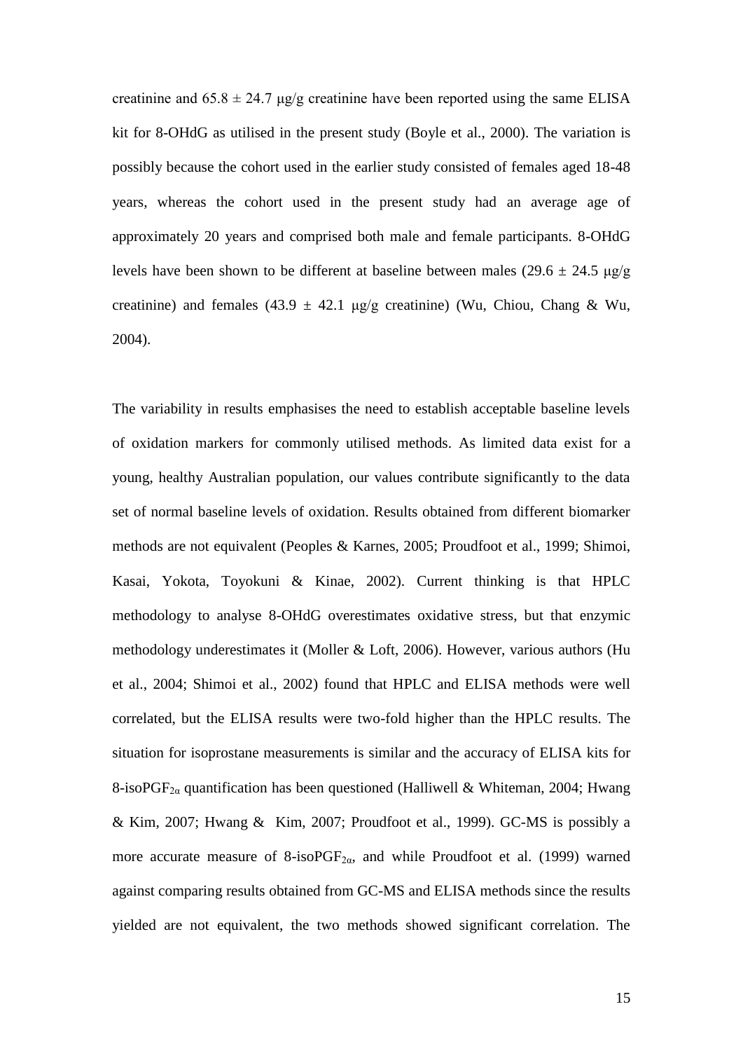creatinine and $65.8 \pm 24.7$ μg/g creatinine have been reported using the same ELISA kit for 8-OHdG as utilised in the present study (Boyle et al., 2000). The variation is possibly because the cohort used in the earlier study consisted of females aged 18-48 years, whereas the cohort used in the present study had an average age of approximately 20 years and comprised both male and female participants. 8-OHdG levels have been shown to be different at baseline between males ($29.6 \pm 24.5$ μg/g creatinine) and females ($43.9 \pm 42.1$ μg/g creatinine) (Wu, Chiou, Chang & Wu, 2004).

The variability in results emphasises the need to establish acceptable baseline levels of oxidation markers for commonly utilised methods. As limited data exist for a young, healthy Australian population, our values contribute significantly to the data set of normal baseline levels of oxidation. Results obtained from different biomarker methods are not equivalent (Peoples & Karnes, 2005; Proudfoot et al., 1999; Shimoi, Kasai, Yokota, Toyokuni & Kinae, 2002). Current thinking is that HPLC methodology to analyse 8-OHdG overestimates oxidative stress, but that enzymic methodology underestimates it (Moller & Loft, 2006). However, various authors (Hu et al., 2004; Shimoi et al., 2002) found that HPLC and ELISA methods were well correlated, but the ELISA results were two-fold higher than the HPLC results. The situation for isoprostane measurements is similar and the accuracy of ELISA kits for 8-iso$PGF_{2\alpha}$ quantification has been questioned (Halliwell & Whiteman, 2004; Hwang & Kim, 2007; Hwang & Kim, 2007; Proudfoot et al., 1999). GC-MS is possibly a more accurate measure of 8-iso$PGF_{2\alpha}$, and while Proudfoot et al. (1999) warned against comparing results obtained from GC-MS and ELISA methods since the results yielded are not equivalent, the two methods showed significant correlation. The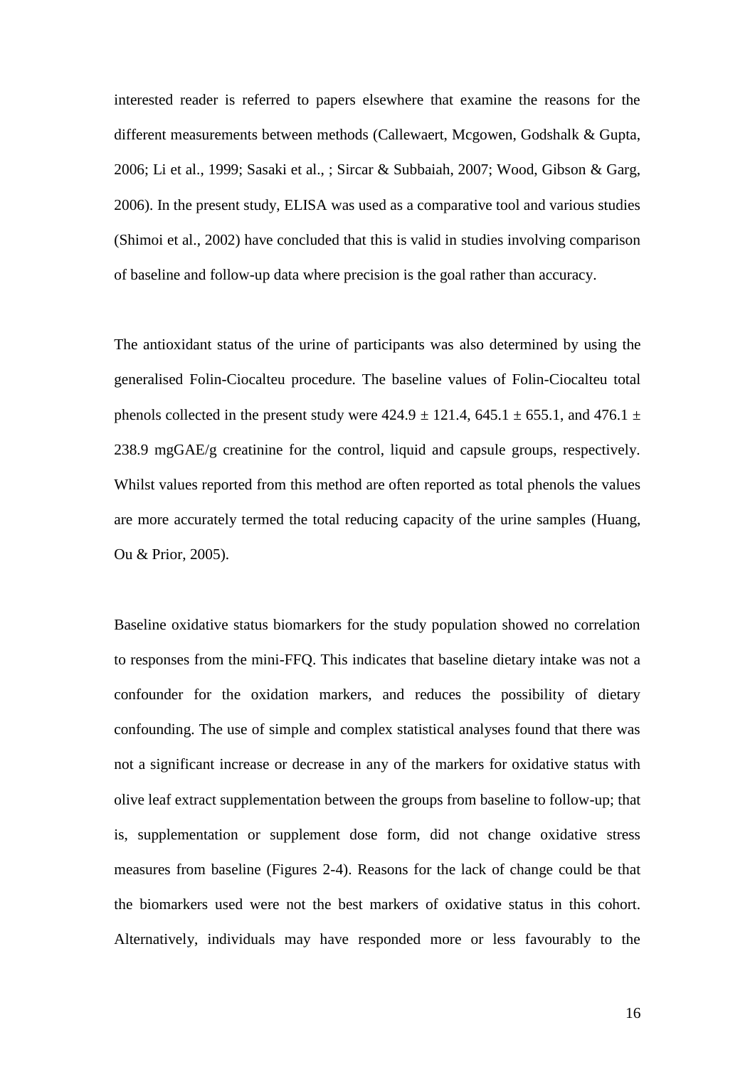interested reader is referred to papers elsewhere that examine the reasons for the different measurements between methods (Callewaert, Mcgowen, Godshalk & Gupta, 2006; Li et al., 1999; Sasaki et al., ; Sircar & Subbaiah, 2007; Wood, Gibson & Garg, 2006). In the present study, ELISA was used as a comparative tool and various studies (Shimoi et al., 2002) have concluded that this is valid in studies involving comparison of baseline and follow-up data where precision is the goal rather than accuracy.

The antioxidant status of the urine of participants was also determined by using the generalised Folin-Ciocalteu procedure. The baseline values of Folin-Ciocalteu total phenols collected in the present study were $424.9 \pm 121.4$, $645.1 \pm 655.1$, and $476.1 \pm 238.9$ mgGAE/g creatinine for the control, liquid and capsule groups, respectively. Whilst values reported from this method are often reported as total phenols the values are more accurately termed the total reducing capacity of the urine samples (Huang, Ou & Prior, 2005).

Baseline oxidative status biomarkers for the study population showed no correlation to responses from the mini-FFQ. This indicates that baseline dietary intake was not a confounder for the oxidation markers, and reduces the possibility of dietary confounding. The use of simple and complex statistical analyses found that there was not a significant increase or decrease in any of the markers for oxidative status with olive leaf extract supplementation between the groups from baseline to follow-up; that is, supplementation or supplement dose form, did not change oxidative stress measures from baseline (Figures 2-4). Reasons for the lack of change could be that the biomarkers used were not the best markers of oxidative status in this cohort. Alternatively, individuals may have responded more or less favourably to the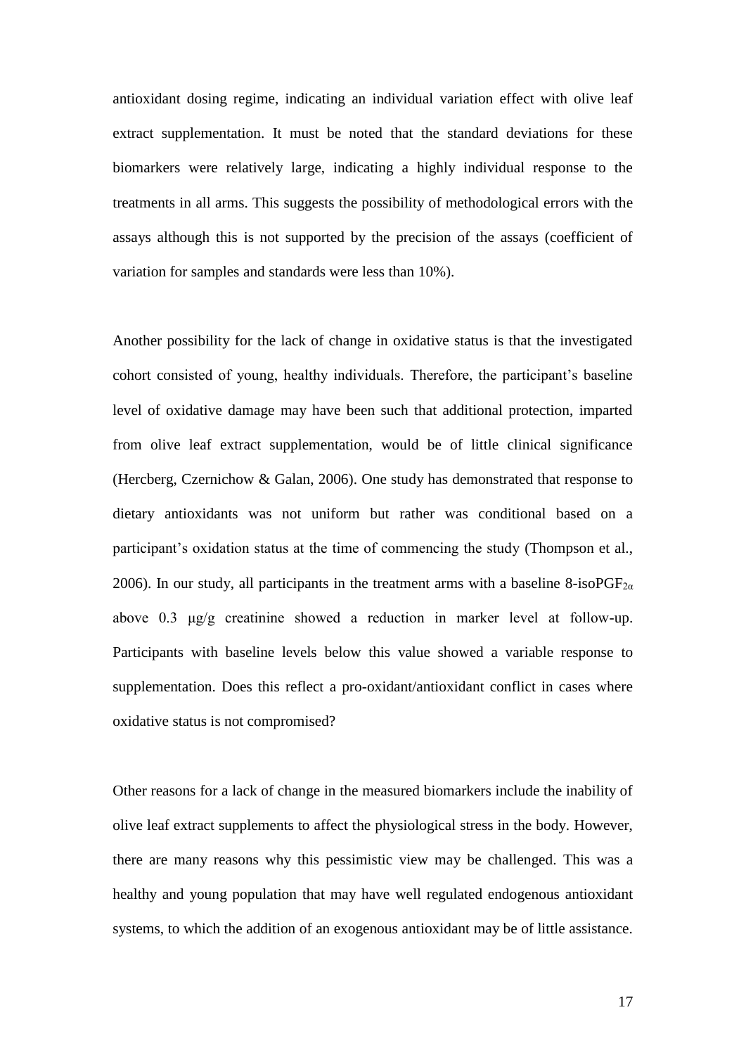antioxidant dosing regime, indicating an individual variation effect with olive leaf extract supplementation. It must be noted that the standard deviations for these biomarkers were relatively large, indicating a highly individual response to the treatments in all arms. This suggests the possibility of methodological errors with the assays although this is not supported by the precision of the assays (coefficient of variation for samples and standards were less than 10%).

Another possibility for the lack of change in oxidative status is that the investigated cohort consisted of young, healthy individuals. Therefore, the participant's baseline level of oxidative damage may have been such that additional protection, imparted from olive leaf extract supplementation, would be of little clinical significance (Hercberg, Czernichow & Galan, 2006). One study has demonstrated that response to dietary antioxidants was not uniform but rather was conditional based on a participant's oxidation status at the time of commencing the study (Thompson et al., 2006). In our study, all participants in the treatment arms with a baseline 8-iso$PGF_{2\alpha}$ above 0.3 μg/g creatinine showed a reduction in marker level at follow-up. Participants with baseline levels below this value showed a variable response to supplementation. Does this reflect a pro-oxidant/antioxidant conflict in cases where oxidative status is not compromised?

Other reasons for a lack of change in the measured biomarkers include the inability of olive leaf extract supplements to affect the physiological stress in the body. However, there are many reasons why this pessimistic view may be challenged. This was a healthy and young population that may have well regulated endogenous antioxidant systems, to which the addition of an exogenous antioxidant may be of little assistance.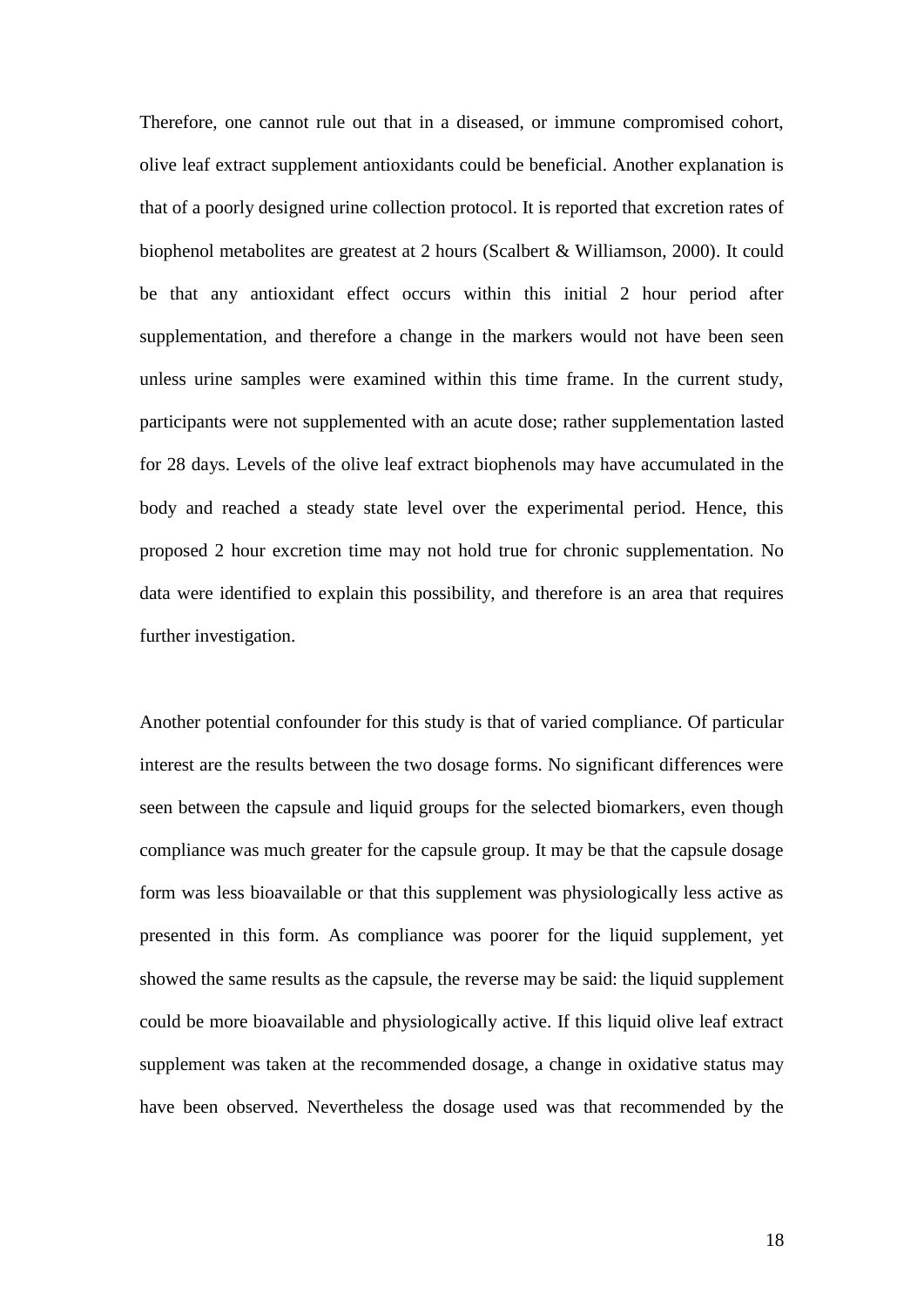Therefore, one cannot rule out that in a diseased, or immune compromised cohort, olive leaf extract supplement antioxidants could be beneficial. Another explanation is that of a poorly designed urine collection protocol. It is reported that excretion rates of biophenol metabolites are greatest at 2 hours (Scalbert & Williamson, 2000). It could be that any antioxidant effect occurs within this initial 2 hour period after supplementation, and therefore a change in the markers would not have been seen unless urine samples were examined within this time frame. In the current study, participants were not supplemented with an acute dose; rather supplementation lasted for 28 days. Levels of the olive leaf extract biophenols may have accumulated in the body and reached a steady state level over the experimental period. Hence, this proposed 2 hour excretion time may not hold true for chronic supplementation. No data were identified to explain this possibility, and therefore is an area that requires further investigation.

Another potential confounder for this study is that of varied compliance. Of particular interest are the results between the two dosage forms. No significant differences were seen between the capsule and liquid groups for the selected biomarkers, even though compliance was much greater for the capsule group. It may be that the capsule dosage form was less bioavailable or that this supplement was physiologically less active as presented in this form. As compliance was poorer for the liquid supplement, yet showed the same results as the capsule, the reverse may be said: the liquid supplement could be more bioavailable and physiologically active. If this liquid olive leaf extract supplement was taken at the recommended dosage, a change in oxidative status may have been observed. Nevertheless the dosage used was that recommended by the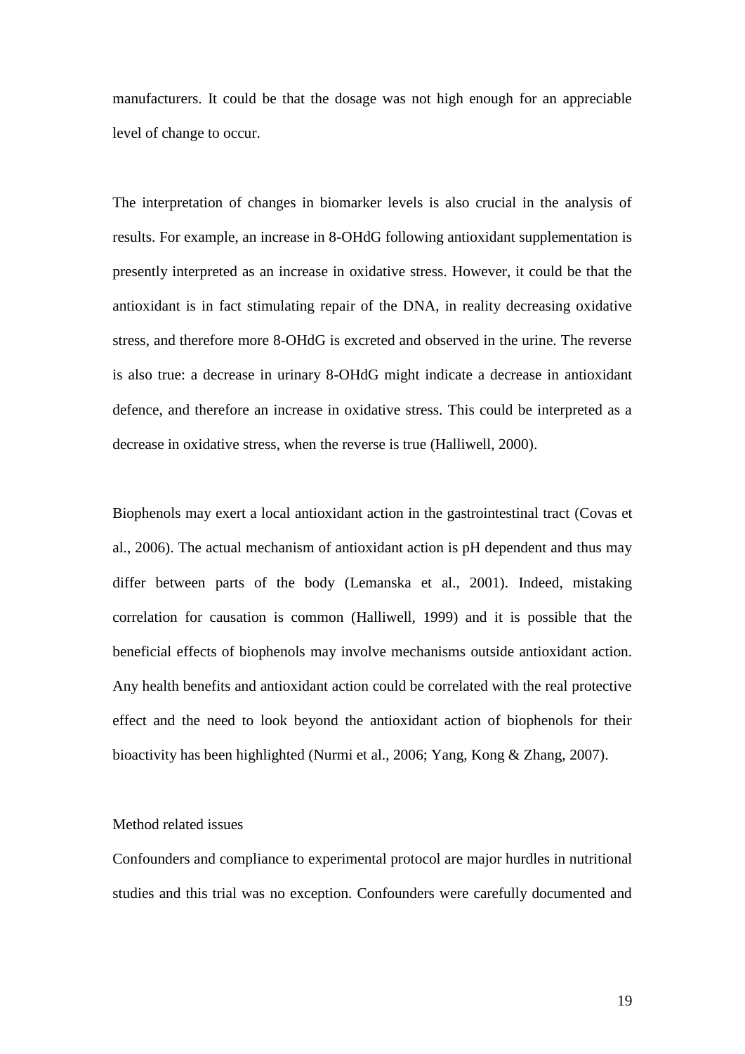manufacturers. It could be that the dosage was not high enough for an appreciable level of change to occur.

The interpretation of changes in biomarker levels is also crucial in the analysis of results. For example, an increase in 8-OHdG following antioxidant supplementation is presently interpreted as an increase in oxidative stress. However, it could be that the antioxidant is in fact stimulating repair of the DNA, in reality decreasing oxidative stress, and therefore more 8-OHdG is excreted and observed in the urine. The reverse is also true: a decrease in urinary 8-OHdG might indicate a decrease in antioxidant defence, and therefore an increase in oxidative stress. This could be interpreted as a decrease in oxidative stress, when the reverse is true (Halliwell, 2000).

Biophenols may exert a local antioxidant action in the gastrointestinal tract (Covas et al., 2006). The actual mechanism of antioxidant action is pH dependent and thus may differ between parts of the body (Lemanska et al., 2001). Indeed, mistaking correlation for causation is common (Halliwell, 1999) and it is possible that the beneficial effects of biophenols may involve mechanisms outside antioxidant action. Any health benefits and antioxidant action could be correlated with the real protective effect and the need to look beyond the antioxidant action of biophenols for their bioactivity has been highlighted (Nurmi et al., 2006; Yang, Kong & Zhang, 2007).

### Method related issues

Confounders and compliance to experimental protocol are major hurdles in nutritional studies and this trial was no exception. Confounders were carefully documented and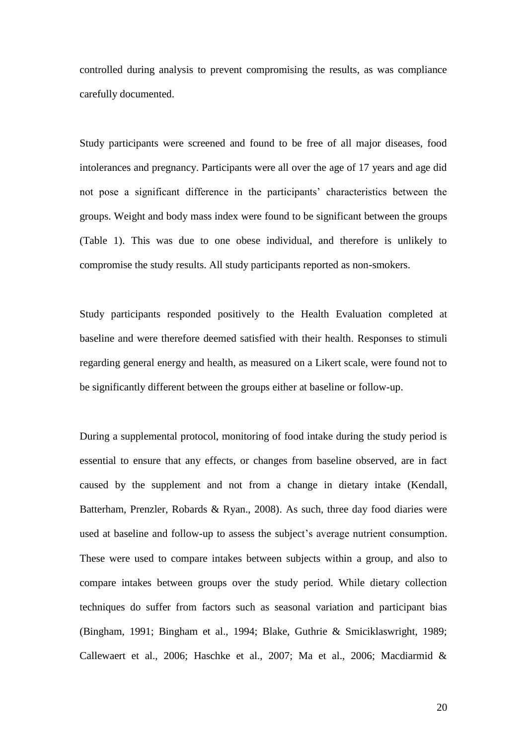controlled during analysis to prevent compromising the results, as was compliance carefully documented.

Study participants were screened and found to be free of all major diseases, food intolerances and pregnancy. Participants were all over the age of 17 years and age did not pose a significant difference in the participants' characteristics between the groups. Weight and body mass index were found to be significant between the groups (Table 1). This was due to one obese individual, and therefore is unlikely to compromise the study results. All study participants reported as non-smokers.

Study participants responded positively to the Health Evaluation completed at baseline and were therefore deemed satisfied with their health. Responses to stimuli regarding general energy and health, as measured on a Likert scale, were found not to be significantly different between the groups either at baseline or follow-up.

During a supplemental protocol, monitoring of food intake during the study period is essential to ensure that any effects, or changes from baseline observed, are in fact caused by the supplement and not from a change in dietary intake (Kendall, Batterham, Prenzler, Robards & Ryan., 2008). As such, three day food diaries were used at baseline and follow-up to assess the subject's average nutrient consumption. These were used to compare intakes between subjects within a group, and also to compare intakes between groups over the study period. While dietary collection techniques do suffer from factors such as seasonal variation and participant bias (Bingham, 1991; Bingham et al., 1994; Blake, Guthrie & Smiciklaswright, 1989; Callewaert et al., 2006; Haschke et al., 2007; Ma et al., 2006; Macdiarmid &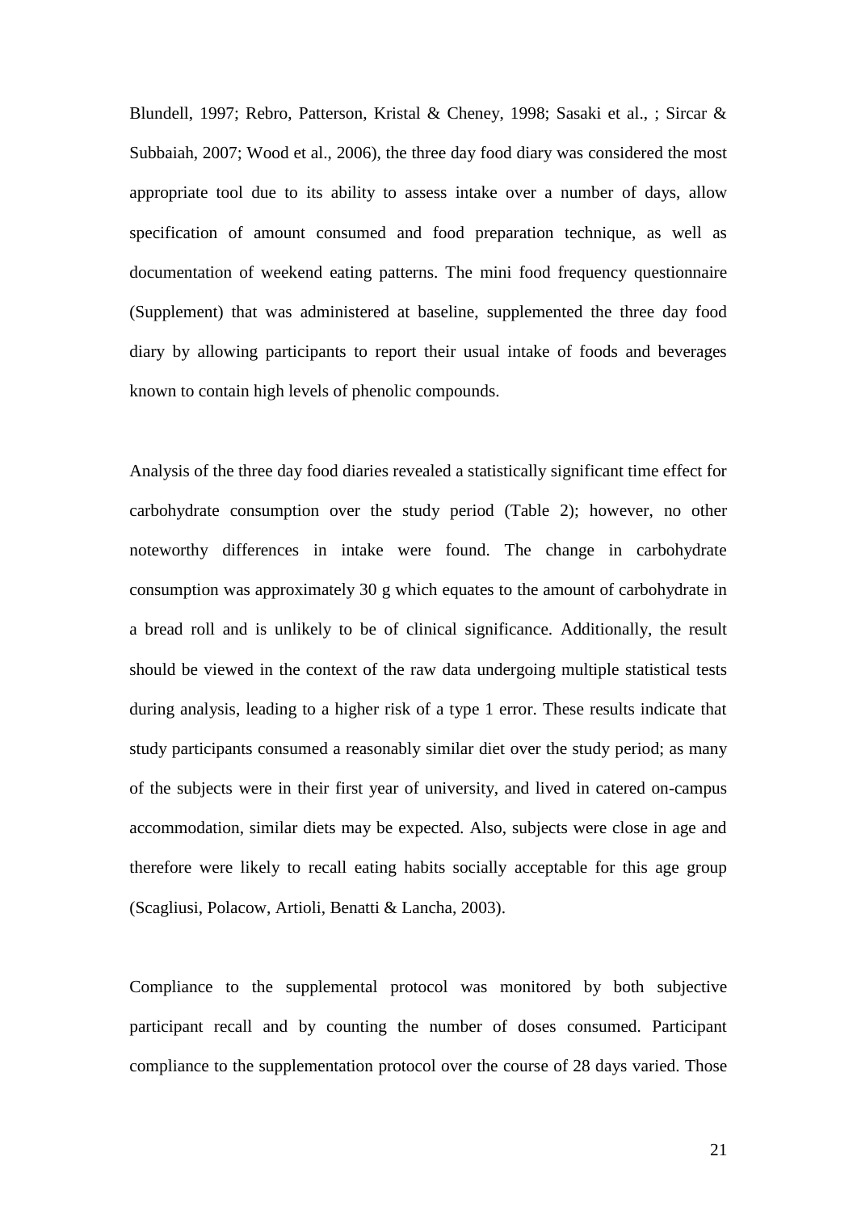Blundell, 1997; Rebro, Patterson, Kristal & Cheney, 1998; Sasaki et al., ; Sircar & Subbaiah, 2007; Wood et al., 2006), the three day food diary was considered the most appropriate tool due to its ability to assess intake over a number of days, allow specification of amount consumed and food preparation technique, as well as documentation of weekend eating patterns. The mini food frequency questionnaire (Supplement) that was administered at baseline, supplemented the three day food diary by allowing participants to report their usual intake of foods and beverages known to contain high levels of phenolic compounds.

Analysis of the three day food diaries revealed a statistically significant time effect for carbohydrate consumption over the study period (Table 2); however, no other noteworthy differences in intake were found. The change in carbohydrate consumption was approximately 30 g which equates to the amount of carbohydrate in a bread roll and is unlikely to be of clinical significance. Additionally, the result should be viewed in the context of the raw data undergoing multiple statistical tests during analysis, leading to a higher risk of a type 1 error. These results indicate that study participants consumed a reasonably similar diet over the study period; as many of the subjects were in their first year of university, and lived in catered on-campus accommodation, similar diets may be expected. Also, subjects were close in age and therefore were likely to recall eating habits socially acceptable for this age group (Scagliusi, Polacow, Artioli, Benatti & Lancha, 2003).

Compliance to the supplemental protocol was monitored by both subjective participant recall and by counting the number of doses consumed. Participant compliance to the supplementation protocol over the course of 28 days varied. Those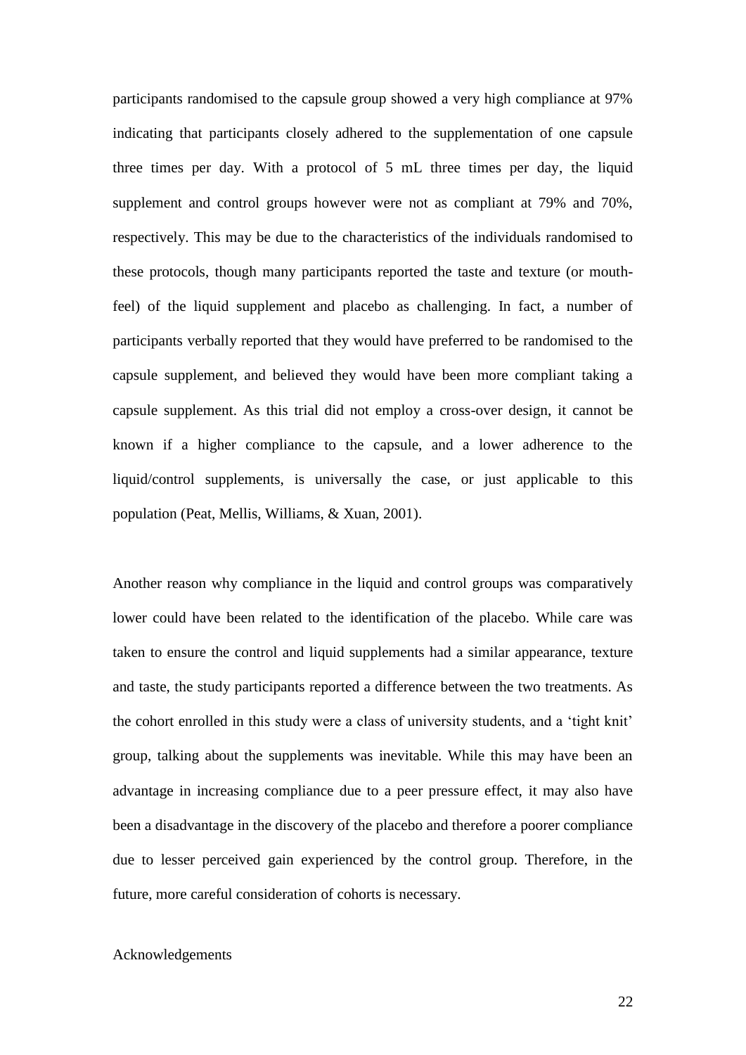participants randomised to the capsule group showed a very high compliance at 97% indicating that participants closely adhered to the supplementation of one capsule three times per day. With a protocol of 5 mL three times per day, the liquid supplement and control groups however were not as compliant at 79% and 70%, respectively. This may be due to the characteristics of the individuals randomised to these protocols, though many participants reported the taste and texture (or mouth-feel) of the liquid supplement and placebo as challenging. In fact, a number of participants verbally reported that they would have preferred to be randomised to the capsule supplement, and believed they would have been more compliant taking a capsule supplement. As this trial did not employ a cross-over design, it cannot be known if a higher compliance to the capsule, and a lower adherence to the liquid/control supplements, is universally the case, or just applicable to this population (Peat, Mellis, Williams, & Xuan, 2001).

Another reason why compliance in the liquid and control groups was comparatively lower could have been related to the identification of the placebo. While care was taken to ensure the control and liquid supplements had a similar appearance, texture and taste, the study participants reported a difference between the two treatments. As the cohort enrolled in this study were a class of university students, and a 'tight knit' group, talking about the supplements was inevitable. While this may have been an advantage in increasing compliance due to a peer pressure effect, it may also have been a disadvantage in the discovery of the placebo and therefore a poorer compliance due to lesser perceived gain experienced by the control group. Therefore, in the future, more careful consideration of cohorts is necessary.

## Acknowledgements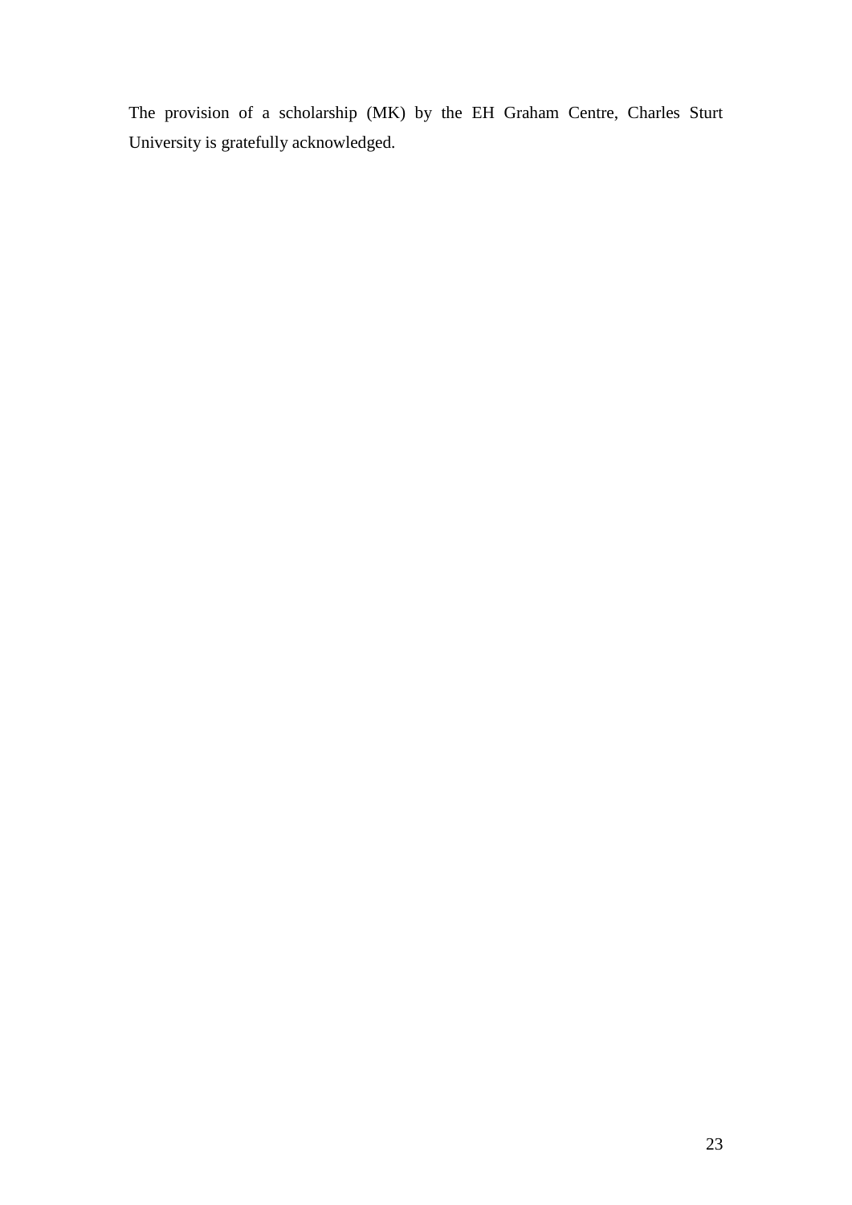The provision of a scholarship (MK) by the EH Graham Centre, Charles Sturt University is gratefully acknowledged.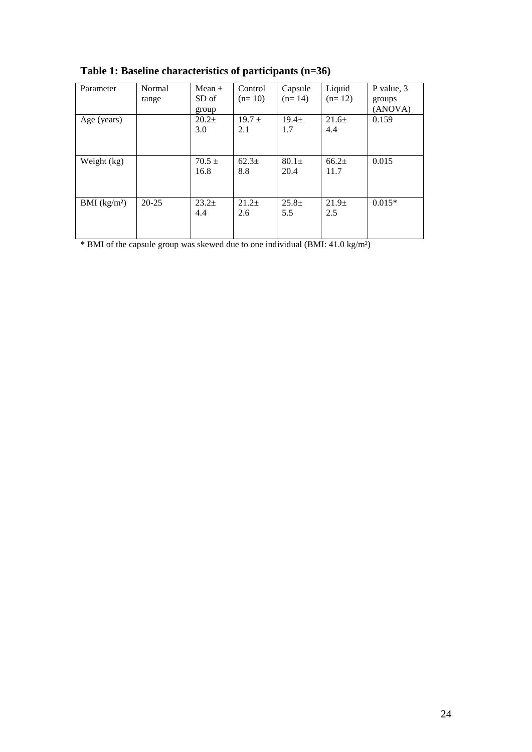**Table 1: Baseline characteristics of participants (n=36)**

| Parameter | Normal range | Mean ± SD of group | Control (n= 10) | Capsule (n= 14) | Liquid (n= 12) | P value, 3 groups (ANOVA) |
|---|---|---|---|---|---|---|
| Age (years) | | 20.2± 3.0 | 19.7 ± 2.1 | 19.4± 1.7 | 21.6± 4.4 | 0.159 |
| Weight (kg) | | 70.5 ± 16.8 | 62.3± 8.8 | 80.1± 20.4 | 66.2± 11.7 | 0.015 |
| BMI ($kg/m^2$) | 20-25 | 23.2± 4.4 | 21.2± 2.6 | 25.8± 5.5 | 21.9± 2.5 | 0.015* |

* BMI of the capsule group was skewed due to one individual (BMI: 41.0 $kg/m^2$)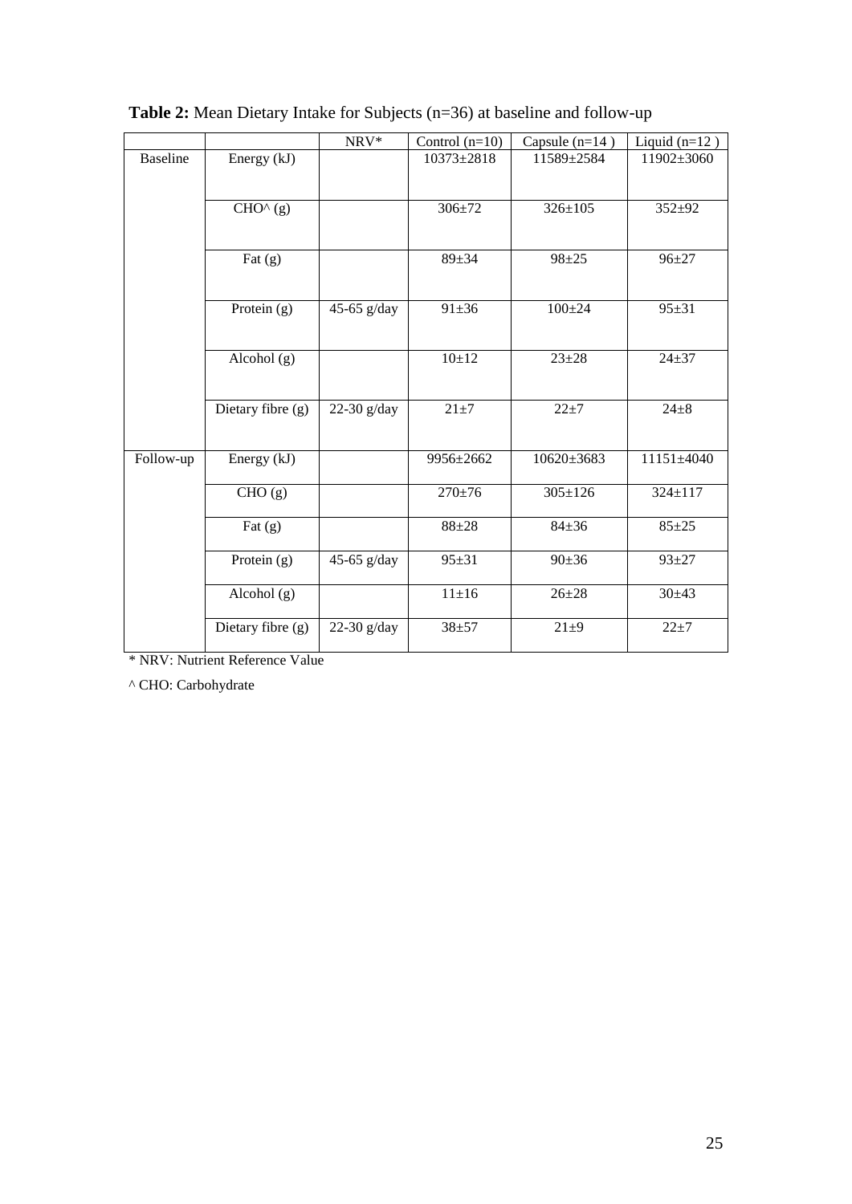**Table 2:** Mean Dietary Intake for Subjects (n=36) at baseline and follow-up

| | | NRV* | Control (n=10) | Capsule (n=14 ) | Liquid (n=12 ) |
|---|---|---|---|---|---|
| Baseline | Energy (kJ) | | 10373±2818 | 11589±2584 | 11902±3060 |
| | CHO^ (g) | | 306±72 | 326±105 | 352±92 |
| | Fat (g) | | 89±34 | 98±25 | 96±27 |
| | Protein (g) | 45-65 g/day | 91±36 | 100±24 | 95±31 |
| | Alcohol (g) | | 10±12 | 23±28 | 24±37 |
| | Dietary fibre (g) | 22-30 g/day | 21±7 | 22±7 | 24±8 |
| Follow-up | Energy (kJ) | | 9956±2662 | 10620±3683 | 11151±4040 |
| | CHO (g) | | 270±76 | 305±126 | 324±117 |
| | Fat (g) | | 88±28 | 84±36 | 85±25 |
| | Protein (g) | 45-65 g/day | 95±31 | 90±36 | 93±27 |
| | Alcohol (g) | | 11±16 | 26±28 | 30±43 |
| | Dietary fibre (g) | 22-30 g/day | 38±57 | 21±9 | 22±7 |

\* NRV: Nutrient Reference Value

^ CHO: Carbohydrate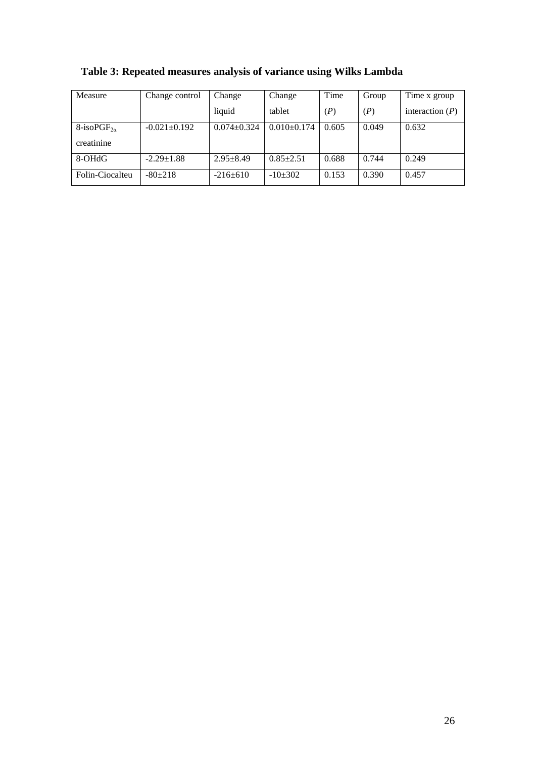**Table 3: Repeated measures analysis of variance using Wilks Lambda**

| Measure | Change control | Change liquid | Change tablet | Time ($P$) | Group ($P$) | Time x group interaction ($P$) |
|---|---|---|---|---|---|---|
| 8-iso$PGF_{2\alpha}$ creatinine | -0.021±0.192 | 0.074±0.324 | 0.010±0.174 | 0.605 | 0.049 | 0.632 |
| 8-OHdG | -2.29±1.88 | 2.95±8.49 | 0.85±2.51 | 0.688 | 0.744 | 0.249 |
| Folin-Ciocalteu | -80±218 | -216±610 | -10±302 | 0.153 | 0.390 | 0.457 |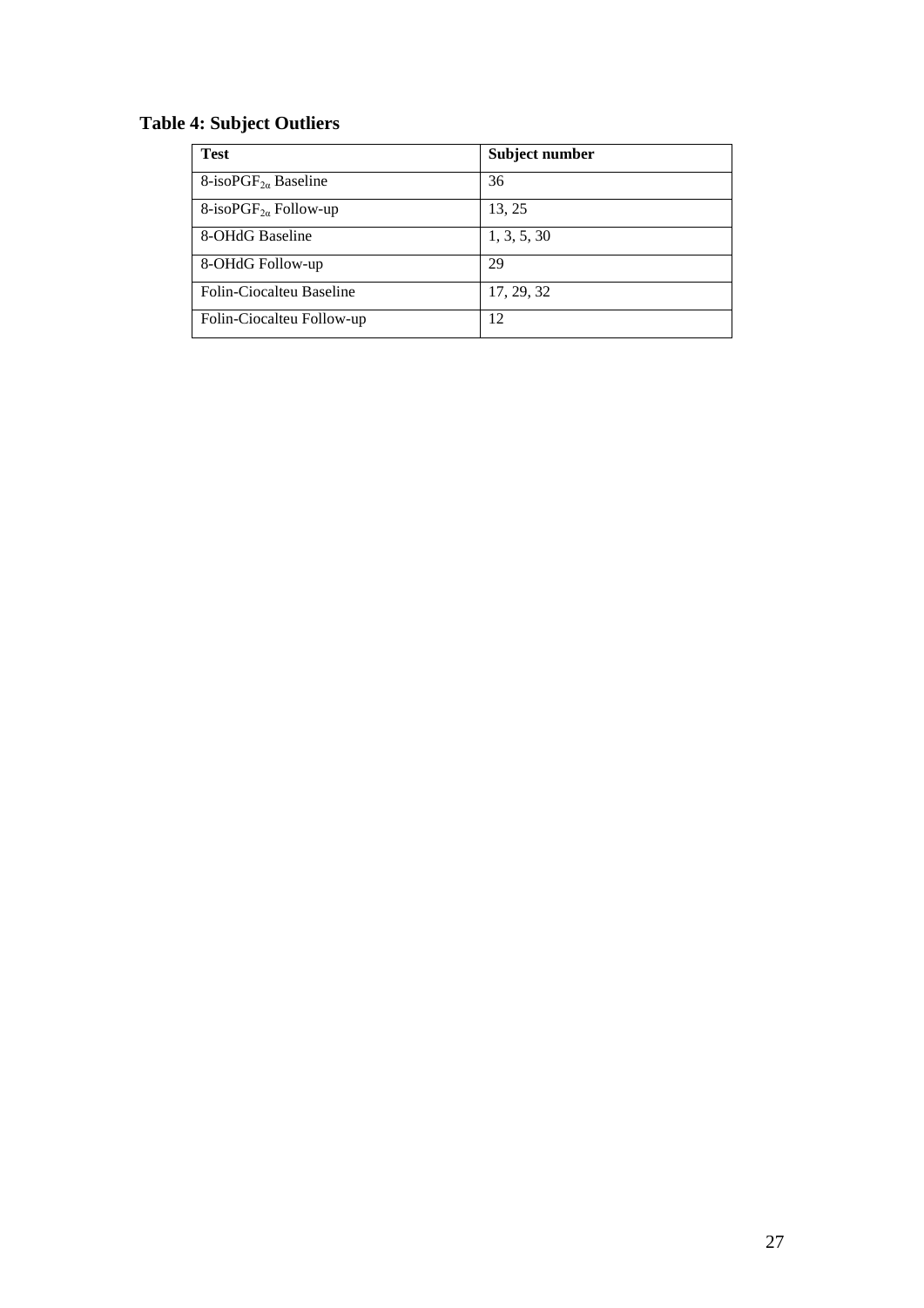**Table 4: Subject Outliers**

| **Test** | **Subject number** |
|---|---|
| 8-iso$PGF_{2\alpha}$ Baseline | 36 |
| 8-iso$PGF_{2\alpha}$ Follow-up | 13, 25 |
| 8-OHdG Baseline | 1, 3, 5, 30 |
| 8-OHdG Follow-up | 29 |
| Folin-Ciocalteu Baseline | 17, 29, 32 |
| Folin-Ciocalteu Follow-up | 12 |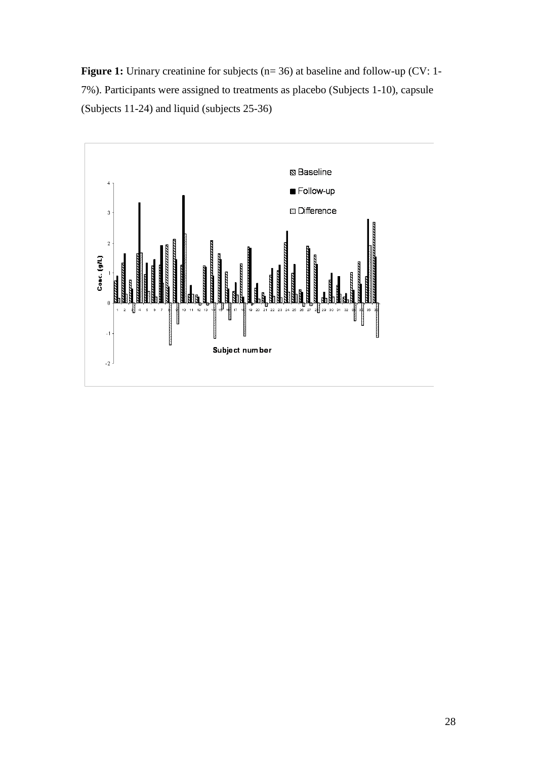**Figure 1:** Urinary creatinine for subjects (n= 36) at baseline and follow-up (CV: 1-7%). Participants were assigned to treatments as placebo (Subjects 1-10), capsule (Subjects 11-24) and liquid (subjects 25-36)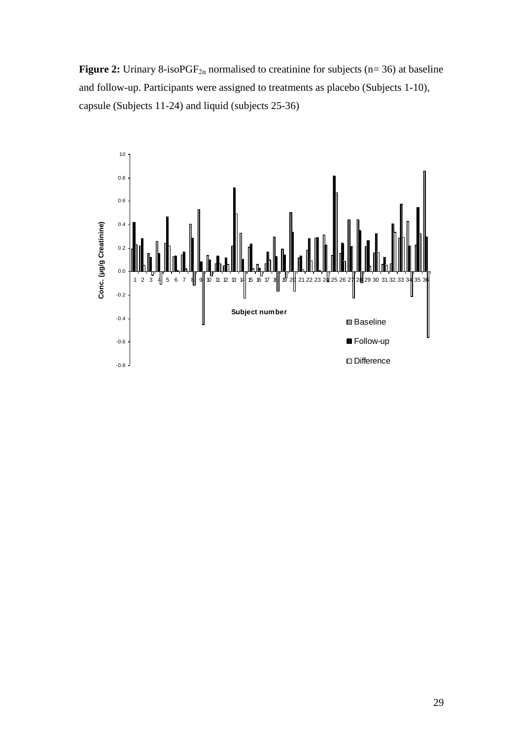**Figure 2:** Urinary 8-isoPGF$_{2\alpha}$ normalised to creatinine for subjects (n= 36) at baseline and follow-up. Participants were assigned to treatments as placebo (Subjects 1-10), capsule (Subjects 11-24) and liquid (subjects 25-36)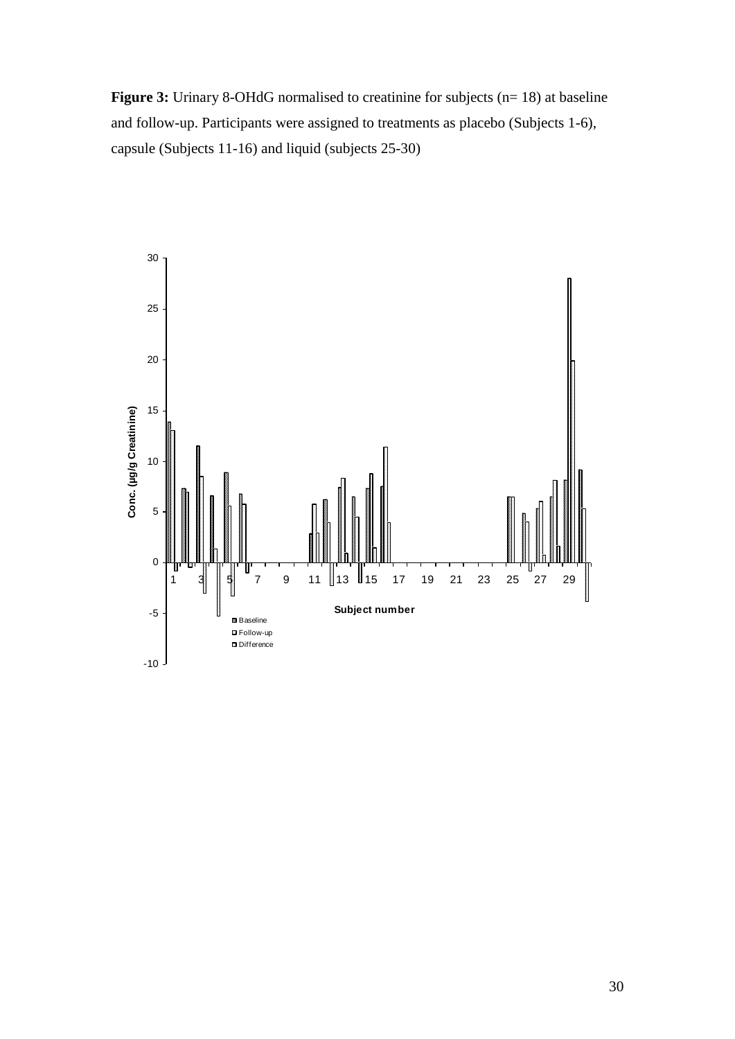**Figure 3:** Urinary 8-OHdG normalised to creatinine for subjects (n= 18) at baseline and follow-up. Participants were assigned to treatments as placebo (Subjects 1-6), capsule (Subjects 11-16) and liquid (subjects 25-30)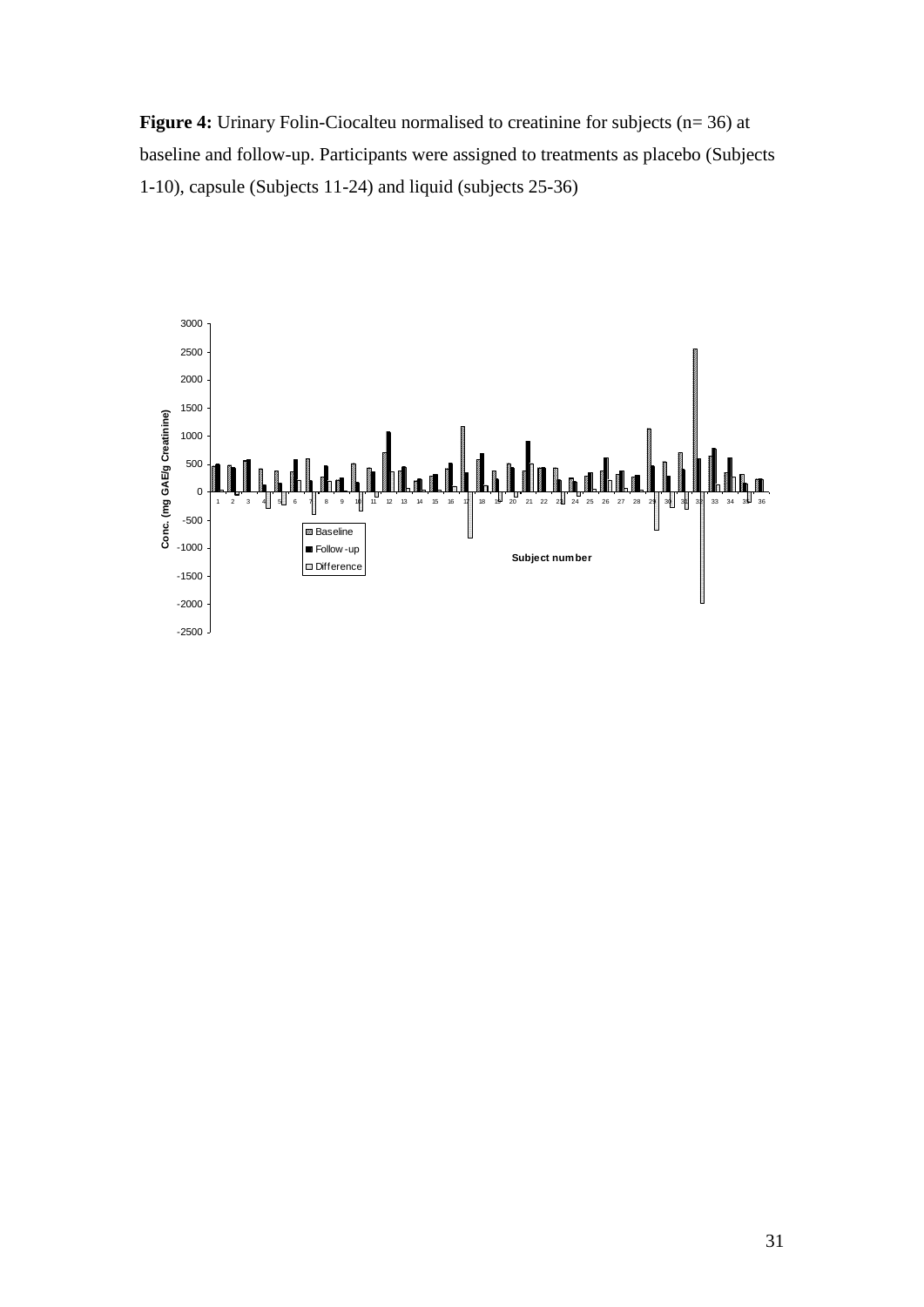**Figure 4:** Urinary Folin-Ciocalteu normalised to creatinine for subjects (n= 36) at baseline and follow-up. Participants were assigned to treatments as placebo (Subjects 1-10), capsule (Subjects 11-24) and liquid (subjects 25-36)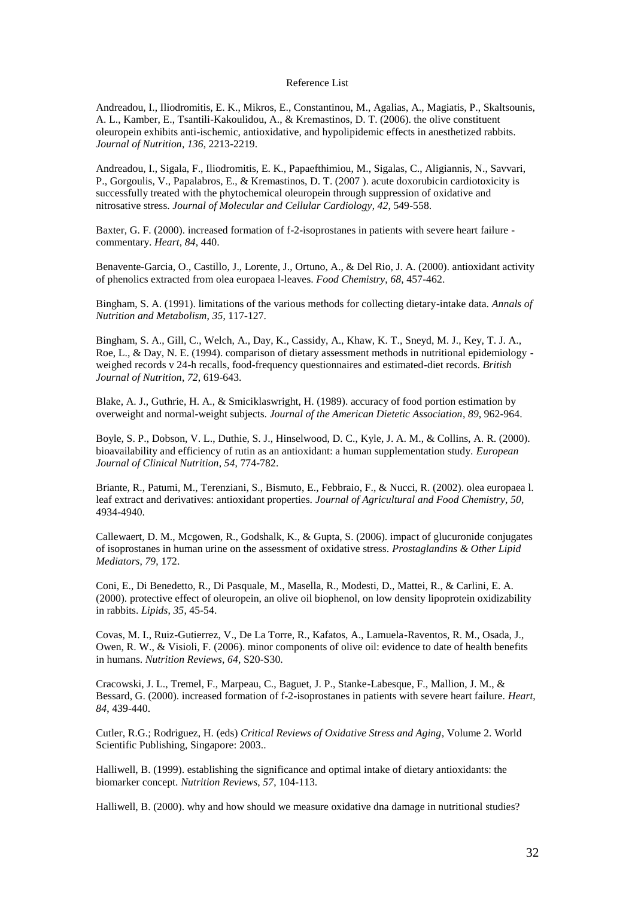# Reference List

Andreadou, I., Iliodromitis, E. K., Mikros, E., Constantinou, M., Agalias, A., Magiatis, P., Skaltsounis, A. L., Kamber, E., Tsantili-Kakoulidou, A., & Kremastinos, D. T. (2006). the olive constituent oleuropein exhibits anti-ischemic, antioxidative, and hypolipidemic effects in anesthetized rabbits. *Journal of Nutrition*, *136*, 2213-2219.

Andreadou, I., Sigala, F., Iliodromitis, E. K., Papaefthimiou, M., Sigalas, C., Aligiannis, N., Savvari, P., Gorgoulis, V., Papalabros, E., & Kremastinos, D. T. (2007 ). acute doxorubicin cardiotoxicity is successfully treated with the phytochemical oleuropein through suppression of oxidative and nitrosative stress. *Journal of Molecular and Cellular Cardiology*, *42*, 549-558.

Baxter, G. F. (2000). increased formation of f-2-isoprostanes in patients with severe heart failure - commentary. *Heart*, *84*, 440.

Benavente-Garcia, O., Castillo, J., Lorente, J., Ortuno, A., & Del Rio, J. A. (2000). antioxidant activity of phenolics extracted from olea europaea l-leaves. *Food Chemistry*, *68*, 457-462.

Bingham, S. A. (1991). limitations of the various methods for collecting dietary-intake data. *Annals of Nutrition and Metabolism*, *35*, 117-127.

Bingham, S. A., Gill, C., Welch, A., Day, K., Cassidy, A., Khaw, K. T., Sneyd, M. J., Key, T. J. A., Roe, L., & Day, N. E. (1994). comparison of dietary assessment methods in nutritional epidemiology - weighed records v 24-h recalls, food-frequency questionnaires and estimated-diet records. *British Journal of Nutrition*, *72*, 619-643.

Blake, A. J., Guthrie, H. A., & Smiciklaswright, H. (1989). accuracy of food portion estimation by overweight and normal-weight subjects. *Journal of the American Dietetic Association*, *89*, 962-964.

Boyle, S. P., Dobson, V. L., Duthie, S. J., Hinselwood, D. C., Kyle, J. A. M., & Collins, A. R. (2000). bioavailability and efficiency of rutin as an antioxidant: a human supplementation study. *European Journal of Clinical Nutrition*, *54*, 774-782.

Briante, R., Patumi, M., Terenziani, S., Bismuto, E., Febbraio, F., & Nucci, R. (2002). olea europaea l. leaf extract and derivatives: antioxidant properties. *Journal of Agricultural and Food Chemistry*, *50*, 4934-4940.

Callewaert, D. M., Mcgowen, R., Godshalk, K., & Gupta, S. (2006). impact of glucuronide conjugates of isoprostanes in human urine on the assessment of oxidative stress. *Prostaglandins & Other Lipid Mediators*, *79*, 172.

Coni, E., Di Benedetto, R., Di Pasquale, M., Masella, R., Modesti, D., Mattei, R., & Carlini, E. A. (2000). protective effect of oleuropein, an olive oil biophenol, on low density lipoprotein oxidizability in rabbits. *Lipids*, *35*, 45-54.

Covas, M. I., Ruiz-Gutierrez, V., De La Torre, R., Kafatos, A., Lamuela-Raventos, R. M., Osada, J., Owen, R. W., & Visioli, F. (2006). minor components of olive oil: evidence to date of health benefits in humans. *Nutrition Reviews*, *64*, S20-S30.

Cracowski, J. L., Tremel, F., Marpeau, C., Baguet, J. P., Stanke-Labesque, F., Mallion, J. M., & Bessard, G. (2000). increased formation of f-2-isoprostanes in patients with severe heart failure. *Heart*, *84*, 439-440.

Cutler, R.G.; Rodriguez, H. (eds) *Critical Reviews of Oxidative Stress and Aging*, Volume 2. World Scientific Publishing, Singapore: 2003..

Halliwell, B. (1999). establishing the significance and optimal intake of dietary antioxidants: the biomarker concept. *Nutrition Reviews*, *57*, 104-113.

Halliwell, B. (2000). why and how should we measure oxidative dna damage in nutritional studies?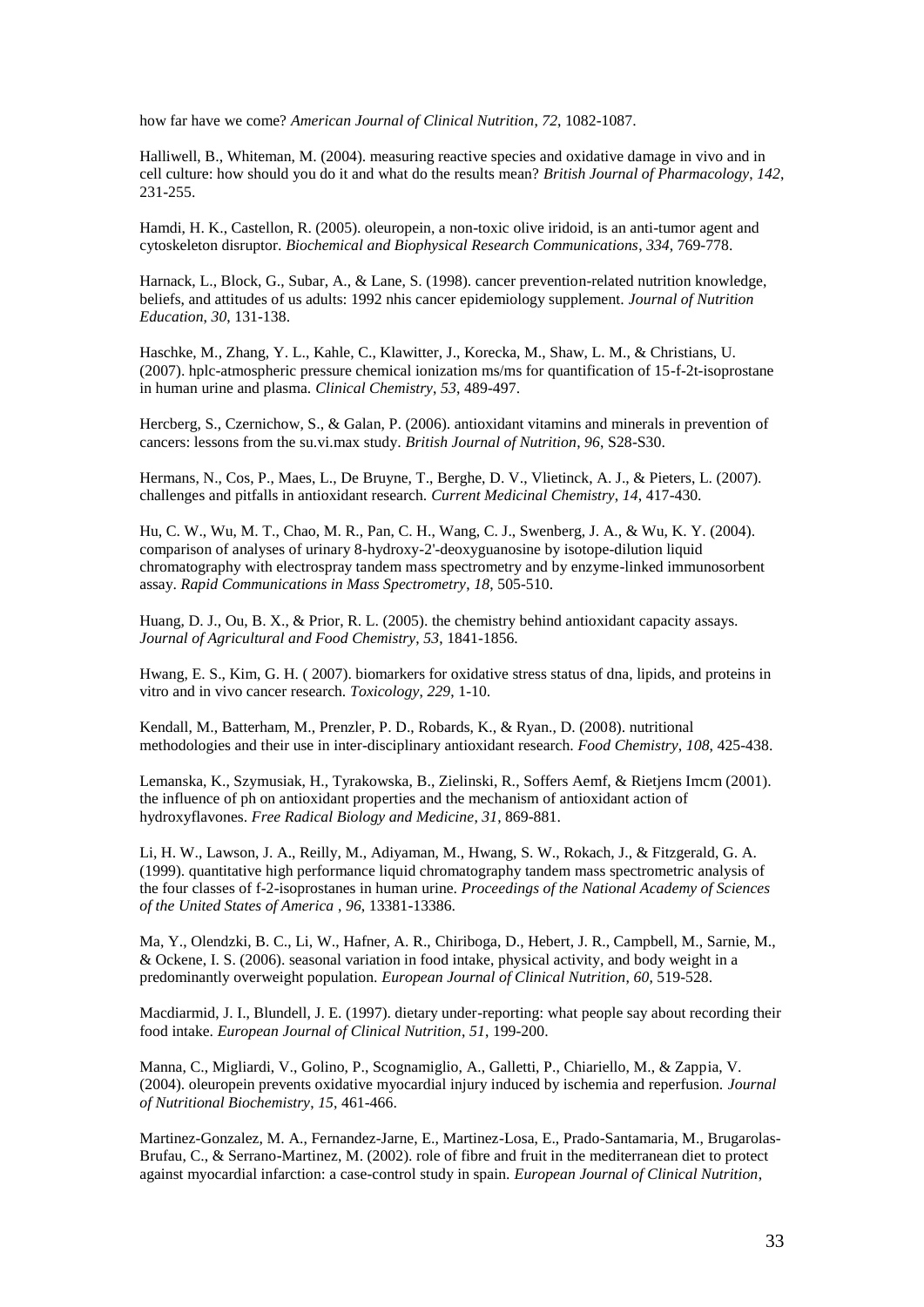how far have we come? *American Journal of Clinical Nutrition*, *72*, 1082-1087.

Halliwell, B., Whiteman, M. (2004). measuring reactive species and oxidative damage in vivo and in cell culture: how should you do it and what do the results mean? *British Journal of Pharmacology*, *142*, 231-255.

Hamdi, H. K., Castellon, R. (2005). oleuropein, a non-toxic olive iridoid, is an anti-tumor agent and cytoskeleton disruptor. *Biochemical and Biophysical Research Communications*, *334*, 769-778.

Harnack, L., Block, G., Subar, A., & Lane, S. (1998). cancer prevention-related nutrition knowledge, beliefs, and attitudes of us adults: 1992 nhis cancer epidemiology supplement. *Journal of Nutrition Education*, *30*, 131-138.

Haschke, M., Zhang, Y. L., Kahle, C., Klawitter, J., Korecka, M., Shaw, L. M., & Christians, U. (2007). hplc-atmospheric pressure chemical ionization ms/ms for quantification of 15-f-2t-isoprostane in human urine and plasma. *Clinical Chemistry*, *53*, 489-497.

Hercberg, S., Czernichow, S., & Galan, P. (2006). antioxidant vitamins and minerals in prevention of cancers: lessons from the su.vi.max study. *British Journal of Nutrition*, *96*, S28-S30.

Hermans, N., Cos, P., Maes, L., De Bruyne, T., Berghe, D. V., Vlietinck, A. J., & Pieters, L. (2007). challenges and pitfalls in antioxidant research. *Current Medicinal Chemistry*, *14*, 417-430.

Hu, C. W., Wu, M. T., Chao, M. R., Pan, C. H., Wang, C. J., Swenberg, J. A., & Wu, K. Y. (2004). comparison of analyses of urinary 8-hydroxy-2'-deoxyguanosine by isotope-dilution liquid chromatography with electrospray tandem mass spectrometry and by enzyme-linked immunosorbent assay. *Rapid Communications in Mass Spectrometry*, *18*, 505-510.

Huang, D. J., Ou, B. X., & Prior, R. L. (2005). the chemistry behind antioxidant capacity assays. *Journal of Agricultural and Food Chemistry*, *53*, 1841-1856.

Hwang, E. S., Kim, G. H. ( 2007). biomarkers for oxidative stress status of dna, lipids, and proteins in vitro and in vivo cancer research. *Toxicology*, *229*, 1-10.

Kendall, M., Batterham, M., Prenzler, P. D., Robards, K., & Ryan., D. (2008). nutritional methodologies and their use in inter-disciplinary antioxidant research. *Food Chemistry*, *108*, 425-438.

Lemanska, K., Szymusiak, H., Tyrakowska, B., Zielinski, R., Soffers Aemf, & Rietjens Imcm (2001). the influence of ph on antioxidant properties and the mechanism of antioxidant action of hydroxyflavones. *Free Radical Biology and Medicine*, *31*, 869-881.

Li, H. W., Lawson, J. A., Reilly, M., Adiyaman, M., Hwang, S. W., Rokach, J., & Fitzgerald, G. A. (1999). quantitative high performance liquid chromatography tandem mass spectrometric analysis of the four classes of f-2-isoprostanes in human urine. *Proceedings of the National Academy of Sciences of the United States of America* , *96*, 13381-13386.

Ma, Y., Olendzki, B. C., Li, W., Hafner, A. R., Chiriboga, D., Hebert, J. R., Campbell, M., Sarnie, M., & Ockene, I. S. (2006). seasonal variation in food intake, physical activity, and body weight in a predominantly overweight population. *European Journal of Clinical Nutrition*, *60*, 519-528.

Macdiarmid, J. I., Blundell, J. E. (1997). dietary under-reporting: what people say about recording their food intake. *European Journal of Clinical Nutrition*, *51*, 199-200.

Manna, C., Migliardi, V., Golino, P., Scognamiglio, A., Galletti, P., Chiariello, M., & Zappia, V. (2004). oleuropein prevents oxidative myocardial injury induced by ischemia and reperfusion. *Journal of Nutritional Biochemistry*, *15*, 461-466.

Martinez-Gonzalez, M. A., Fernandez-Jarne, E., Martinez-Losa, E., Prado-Santamaria, M., Brugarolas-Brufau, C., & Serrano-Martinez, M. (2002). role of fibre and fruit in the mediterranean diet to protect against myocardial infarction: a case-control study in spain. *European Journal of Clinical Nutrition*,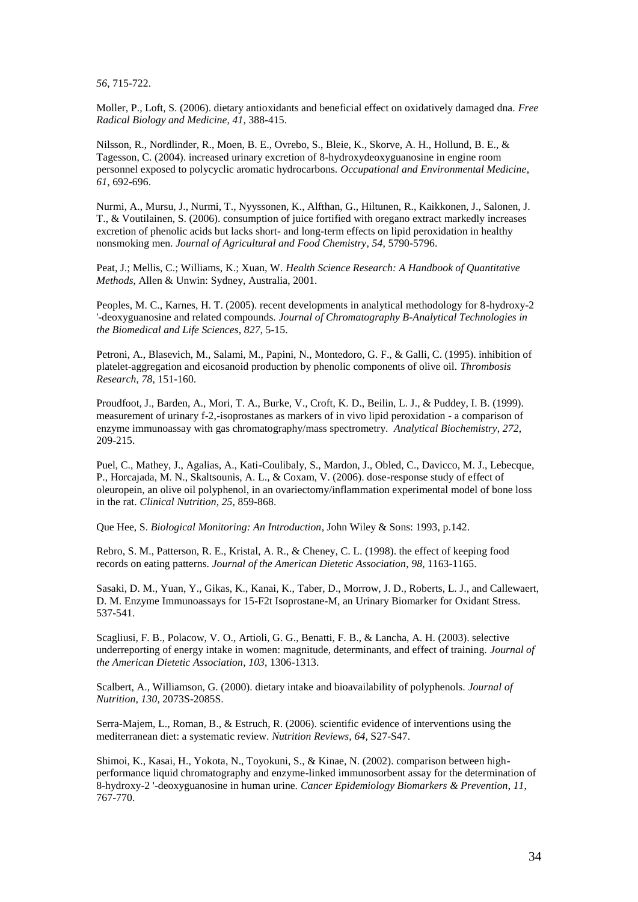*56*, 715-722.

Moller, P., Loft, S. (2006). dietary antioxidants and beneficial effect on oxidatively damaged dna. *Free Radical Biology and Medicine*, *41*, 388-415.

Nilsson, R., Nordlinder, R., Moen, B. E., Ovrebo, S., Bleie, K., Skorve, A. H., Hollund, B. E., & Tagesson, C. (2004). increased urinary excretion of 8-hydroxydeoxyguanosine in engine room personnel exposed to polycyclic aromatic hydrocarbons. *Occupational and Environmental Medicine*, *61*, 692-696.

Nurmi, A., Mursu, J., Nurmi, T., Nyyssonen, K., Alfthan, G., Hiltunen, R., Kaikkonen, J., Salonen, J. T., & Voutilainen, S. (2006). consumption of juice fortified with oregano extract markedly increases excretion of phenolic acids but lacks short- and long-term effects on lipid peroxidation in healthy nonsmoking men. *Journal of Agricultural and Food Chemistry*, *54*, 5790-5796.

Peat, J.; Mellis, C.; Williams, K.; Xuan, W. *Health Science Research: A Handbook of Quantitative Methods*, Allen & Unwin: Sydney, Australia, 2001.

Peoples, M. C., Karnes, H. T. (2005). recent developments in analytical methodology for 8-hydroxy-2 '-deoxyguanosine and related compounds. *Journal of Chromatography B-Analytical Technologies in the Biomedical and Life Sciences*, *827*, 5-15.

Petroni, A., Blasevich, M., Salami, M., Papini, N., Montedoro, G. F., & Galli, C. (1995). inhibition of platelet-aggregation and eicosanoid production by phenolic components of olive oil. *Thrombosis Research*, *78*, 151-160.

Proudfoot, J., Barden, A., Mori, T. A., Burke, V., Croft, K. D., Beilin, L. J., & Puddey, I. B. (1999). measurement of urinary f-2,-isoprostanes as markers of in vivo lipid peroxidation - a comparison of enzyme immunoassay with gas chromatography/mass spectrometry. *Analytical Biochemistry*, *272*, 209-215.

Puel, C., Mathey, J., Agalias, A., Kati-Coulibaly, S., Mardon, J., Obled, C., Davicco, M. J., Lebecque, P., Horcajada, M. N., Skaltsounis, A. L., & Coxam, V. (2006). dose-response study of effect of oleuropein, an olive oil polyphenol, in an ovariectomy/inflammation experimental model of bone loss in the rat. *Clinical Nutrition*, *25*, 859-868.

Que Hee, S. *Biological Monitoring: An Introduction*, John Wiley & Sons: 1993, p.142.

Rebro, S. M., Patterson, R. E., Kristal, A. R., & Cheney, C. L. (1998). the effect of keeping food records on eating patterns. *Journal of the American Dietetic Association*, *98*, 1163-1165.

Sasaki, D. M., Yuan, Y., Gikas, K., Kanai, K., Taber, D., Morrow, J. D., Roberts, L. J., and Callewaert, D. M. Enzyme Immunoassays for 15-F2t Isoprostane-M, an Urinary Biomarker for Oxidant Stress. 537-541.

Scagliusi, F. B., Polacow, V. O., Artioli, G. G., Benatti, F. B., & Lancha, A. H. (2003). selective underreporting of energy intake in women: magnitude, determinants, and effect of training. *Journal of the American Dietetic Association*, *103*, 1306-1313.

Scalbert, A., Williamson, G. (2000). dietary intake and bioavailability of polyphenols. *Journal of Nutrition*, *130*, 2073S-2085S.

Serra-Majem, L., Roman, B., & Estruch, R. (2006). scientific evidence of interventions using the mediterranean diet: a systematic review. *Nutrition Reviews*, *64*, S27-S47.

Shimoi, K., Kasai, H., Yokota, N., Toyokuni, S., & Kinae, N. (2002). comparison between high-performance liquid chromatography and enzyme-linked immunosorbent assay for the determination of 8-hydroxy-2 '-deoxyguanosine in human urine. *Cancer Epidemiology Biomarkers & Prevention*, *11*, 767-770.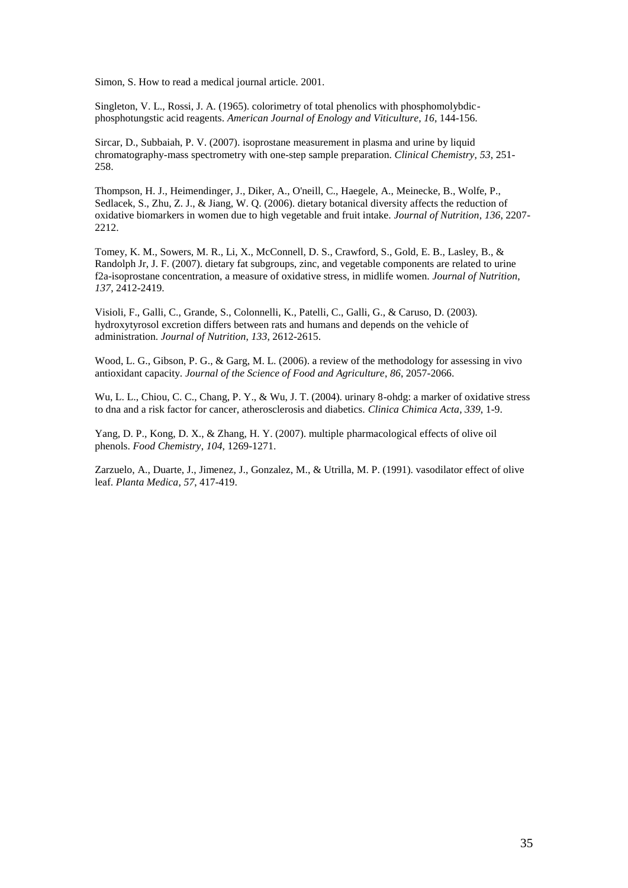Simon, S. How to read a medical journal article. 2001.

Singleton, V. L., Rossi, J. A. (1965). colorimetry of total phenolics with phosphomolybdic-phosphotungstic acid reagents. *American Journal of Enology and Viticulture*, *16*, 144-156.

Sircar, D., Subbaiah, P. V. (2007). isoprostane measurement in plasma and urine by liquid chromatography-mass spectrometry with one-step sample preparation. *Clinical Chemistry*, *53*, 251-258.

Thompson, H. J., Heimendinger, J., Diker, A., O'neill, C., Haegele, A., Meinecke, B., Wolfe, P., Sedlacek, S., Zhu, Z. J., & Jiang, W. Q. (2006). dietary botanical diversity affects the reduction of oxidative biomarkers in women due to high vegetable and fruit intake. *Journal of Nutrition*, *136*, 2207-2212.

Tomey, K. M., Sowers, M. R., Li, X., McConnell, D. S., Crawford, S., Gold, E. B., Lasley, B., & Randolph Jr, J. F. (2007). dietary fat subgroups, zinc, and vegetable components are related to urine f2a-isoprostane concentration, a measure of oxidative stress, in midlife women. *Journal of Nutrition*, *137*, 2412-2419.

Visioli, F., Galli, C., Grande, S., Colonnelli, K., Patelli, C., Galli, G., & Caruso, D. (2003). hydroxytyrosol excretion differs between rats and humans and depends on the vehicle of administration. *Journal of Nutrition*, *133*, 2612-2615.

Wood, L. G., Gibson, P. G., & Garg, M. L. (2006). a review of the methodology for assessing in vivo antioxidant capacity. *Journal of the Science of Food and Agriculture*, *86*, 2057-2066.

Wu, L. L., Chiou, C. C., Chang, P. Y., & Wu, J. T. (2004). urinary 8-ohdg: a marker of oxidative stress to dna and a risk factor for cancer, atherosclerosis and diabetics. *Clinica Chimica Acta*, *339*, 1-9.

Yang, D. P., Kong, D. X., & Zhang, H. Y. (2007). multiple pharmacological effects of olive oil phenols. *Food Chemistry*, *104*, 1269-1271.

Zarzuelo, A., Duarte, J., Jimenez, J., Gonzalez, M., & Utrilla, M. P. (1991). vasodilator effect of olive leaf. *Planta Medica*, *57*, 417-419.